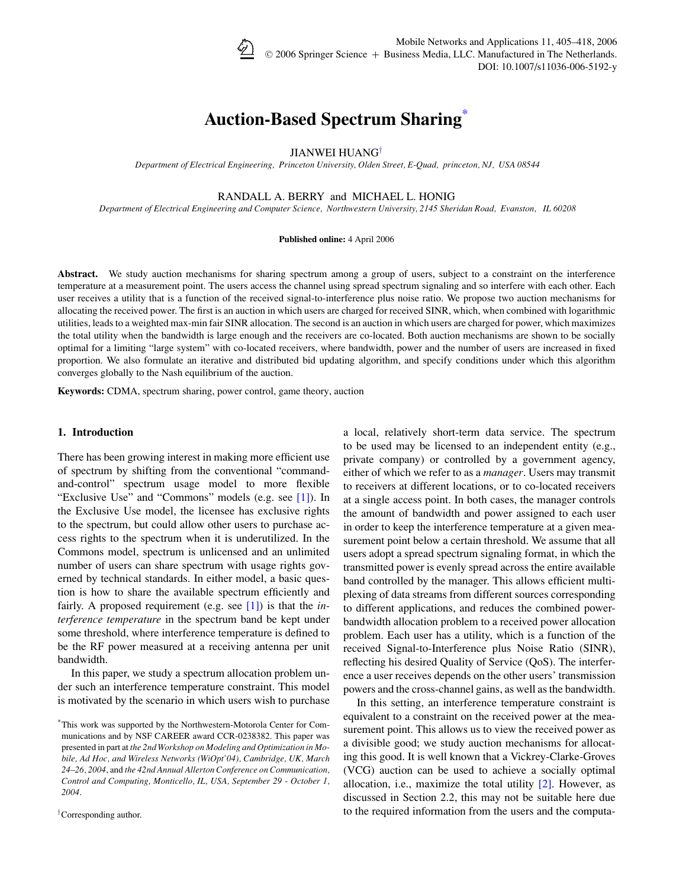# Auction-Based Spectrum Sharing*

JIANWEI HUANG†

*Department of Electrical Engineering, Princeton University, Olden Street, E-Quad, princeton, NJ, USA 08544*

RANDALL A. BERRY and MICHAEL L. HONIG

*Department of Electrical Engineering and Computer Science, Northwestern University, 2145 Sheridan Road, Evanston, IL 60208*

**Published online:** 4 April 2006

**Abstract.** We study auction mechanisms for sharing spectrum among a group of users, subject to a constraint on the interference temperature at a measurement point. The users access the channel using spread spectrum signaling and so interfere with each other. Each user receives a utility that is a function of the received signal-to-interference plus noise ratio. We propose two auction mechanisms for allocating the received power. The first is an auction in which users are charged for received SINR, which, when combined with logarithmic utilities, leads to a weighted max-min fair SINR allocation. The second is an auction in which users are charged for power, which maximizes the total utility when the bandwidth is large enough and the receivers are co-located. Both auction mechanisms are shown to be socially optimal for a limiting "large system" with co-located receivers, where bandwidth, power and the number of users are increased in fixed proportion. We also formulate an iterative and distributed bid updating algorithm, and specify conditions under which this algorithm converges globally to the Nash equilibrium of the auction.

**Keywords:** CDMA, spectrum sharing, power control, game theory, auction

## 1. Introduction

There has been growing interest in making more efficient use of spectrum by shifting from the conventional "command-and-control" spectrum usage model to more flexible "Exclusive Use" and "Commons" models (e.g. see [1]). In the Exclusive Use model, the licensee has exclusive rights to the spectrum, but could allow other users to purchase access rights to the spectrum when it is underutilized. In the Commons model, spectrum is unlicensed and an unlimited number of users can share spectrum with usage rights governed by technical standards. In either model, a basic question is how to share the available spectrum efficiently and fairly. A proposed requirement (e.g. see [1]) is that the *interference temperature* in the spectrum band be kept under some threshold, where interference temperature is defined to be the RF power measured at a receiving antenna per unit bandwidth.

In this paper, we study a spectrum allocation problem under such an interference temperature constraint. This model is motivated by the scenario in which users wish to purchase a local, relatively short-term data service. The spectrum to be used may be licensed to an independent entity (e.g., private company) or controlled by a government agency, either of which we refer to as a *manager*. Users may transmit to receivers at different locations, or to co-located receivers at a single access point. In both cases, the manager controls the amount of bandwidth and power assigned to each user in order to keep the interference temperature at a given measurement point below a certain threshold. We assume that all users adopt a spread spectrum signaling format, in which the transmitted power is evenly spread across the entire available band controlled by the manager. This allows efficient multiplexing of data streams from different sources corresponding to different applications, and reduces the combined power-bandwidth allocation problem to a received power allocation problem. Each user has a utility, which is a function of the received Signal-to-Interference plus Noise Ratio (SINR), reflecting his desired Quality of Service (QoS). The interference a user receives depends on the other users' transmission powers and the cross-channel gains, as well as the bandwidth.

In this setting, an interference temperature constraint is equivalent to a constraint on the received power at the measurement point. This allows us to view the received power as a divisible good; we study auction mechanisms for allocating this good. It is well known that a Vickrey-Clarke-Groves (VCG) auction can be used to achieve a socially optimal allocation, i.e., maximize the total utility [2]. However, as discussed in Section 2.2, this may not be suitable here due to the required information from the users and the computa-

*This work was supported by the Northwestern-Motorola Center for Communications and by NSF CAREER award CCR-0238382. This paper was presented in part at *the 2nd Workshop on Modeling and Optimization in Mobile, Ad Hoc, and Wireless Networks (WiOpt'04), Cambridge, UK, March 24–26, 2004*, and *the 42nd Annual Allerton Conference on Communication, Control and Computing, Monticello, IL, USA, September 29 - October 1, 2004*.

†Corresponding author.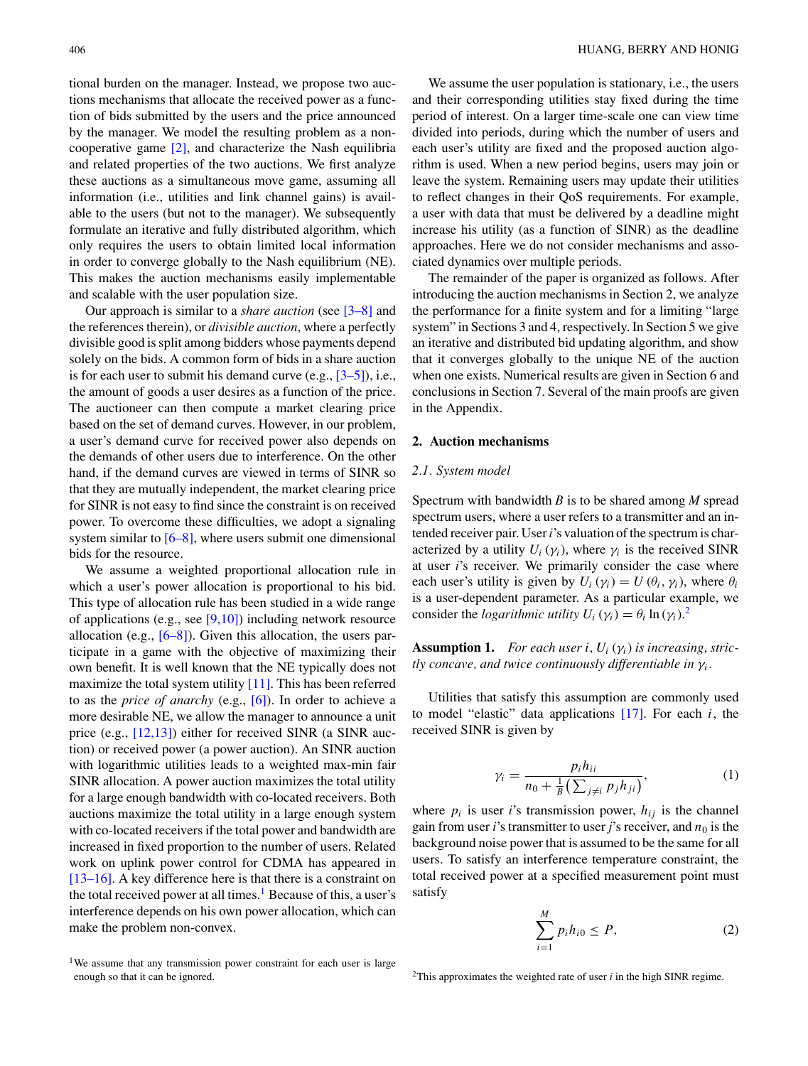tional burden on the manager. Instead, we propose two auctions mechanisms that allocate the received power as a function of bids submitted by the users and the price announced by the manager. We model the resulting problem as a noncooperative game [2], and characterize the Nash equilibria and related properties of the two auctions. We first analyze these auctions as a simultaneous move game, assuming all information (i.e., utilities and link channel gains) is available to the users (but not to the manager). We subsequently formulate an iterative and fully distributed algorithm, which only requires the users to obtain limited local information in order to converge globally to the Nash equilibrium (NE). This makes the auction mechanisms easily implementable and scalable with the user population size.

Our approach is similar to a *share auction* (see [3–8] and the references therein), or *divisible auction*, where a perfectly divisible good is split among bidders whose payments depend solely on the bids. A common form of bids in a share auction is for each user to submit his demand curve (e.g., [3–5]), i.e., the amount of goods a user desires as a function of the price. The auctioneer can then compute a market clearing price based on the set of demand curves. However, in our problem, a user's demand curve for received power also depends on the demands of other users due to interference. On the other hand, if the demand curves are viewed in terms of SINR so that they are mutually independent, the market clearing price for SINR is not easy to find since the constraint is on received power. To overcome these difficulties, we adopt a signaling system similar to [6–8], where users submit one dimensional bids for the resource.

We assume a weighted proportional allocation rule in which a user's power allocation is proportional to his bid. This type of allocation rule has been studied in a wide range of applications (e.g., see [9,10]) including network resource allocation (e.g., [6–8]). Given this allocation, the users participate in a game with the objective of maximizing their own benefit. It is well known that the NE typically does not maximize the total system utility [11]. This has been referred to as the *price of anarchy* (e.g., [6]). In order to achieve a more desirable NE, we allow the manager to announce a unit price (e.g., [12,13]) either for received SINR (a SINR auction) or received power (a power auction). An SINR auction with logarithmic utilities leads to a weighted max-min fair SINR allocation. A power auction maximizes the total utility for a large enough bandwidth with co-located receivers. Both auctions maximize the total utility in a large enough system with co-located receivers if the total power and bandwidth are increased in fixed proportion to the number of users. Related work on uplink power control for CDMA has appeared in [13–16]. A key difference here is that there is a constraint on the total received power at all times.[1] Because of this, a user's interference depends on his own power allocation, which can make the problem non-convex.

[1] We assume that any transmission power constraint for each user is large enough so that it can be ignored.

We assume the user population is stationary, i.e., the users and their corresponding utilities stay fixed during the time period of interest. On a larger time-scale one can view time divided into periods, during which the number of users and each user's utility are fixed and the proposed auction algorithm is used. When a new period begins, users may join or leave the system. Remaining users may update their utilities to reflect changes in their QoS requirements. For example, a user with data that must be delivered by a deadline might increase his utility (as a function of SINR) as the deadline approaches. Here we do not consider mechanisms and associated dynamics over multiple periods.

The remainder of the paper is organized as follows. After introducing the auction mechanisms in Section 2, we analyze the performance for a finite system and for a limiting "large system" in Sections 3 and 4, respectively. In Section 5 we give an iterative and distributed bid updating algorithm, and show that it converges globally to the unique NE of the auction when one exists. Numerical results are given in Section 6 and conclusions in Section 7. Several of the main proofs are given in the Appendix.

## 2. Auction mechanisms

### 2.1. System model

Spectrum with bandwidth $B$ is to be shared among $M$ spread spectrum users, where a user refers to a transmitter and an intended receiver pair. User $i$'s valuation of the spectrum is characterized by a utility $U_i(\gamma_i)$, where $\gamma_i$ is the received SINR at user $i$'s receiver. We primarily consider the case where each user's utility is given by $U_i(\gamma_i) = U(\theta_i, \gamma_i)$, where $\theta_i$ is a user-dependent parameter. As a particular example, we consider the *logarithmic utility* $U_i(\gamma_i) = \theta_i \ln(\gamma_i)$.[2]

**Assumption 1.** *For each user $i$, $U_i(\gamma_i)$ is increasing, strictly concave, and twice continuously differentiable in $\gamma_i$.*

Utilities that satisfy this assumption are commonly used to model "elastic" data applications [17]. For each $i$, the received SINR is given by

$$\gamma_i = \frac{p_i h_{ii}}{n_0 + \frac{1}{B}\left(\sum_{j \neq i} p_j h_{ji}\right)}, \tag{1}$$

where $p_i$ is user $i$'s transmission power, $h_{ij}$ is the channel gain from user $i$'s transmitter to user $j$'s receiver, and $n_0$ is the background noise power that is assumed to be the same for all users. To satisfy an interference temperature constraint, the total received power at a specified measurement point must satisfy

$$\sum_{i=1}^{M} p_i h_{i0} \leq P, \tag{2}$$

[2] This approximates the weighted rate of user $i$ in the high SINR regime.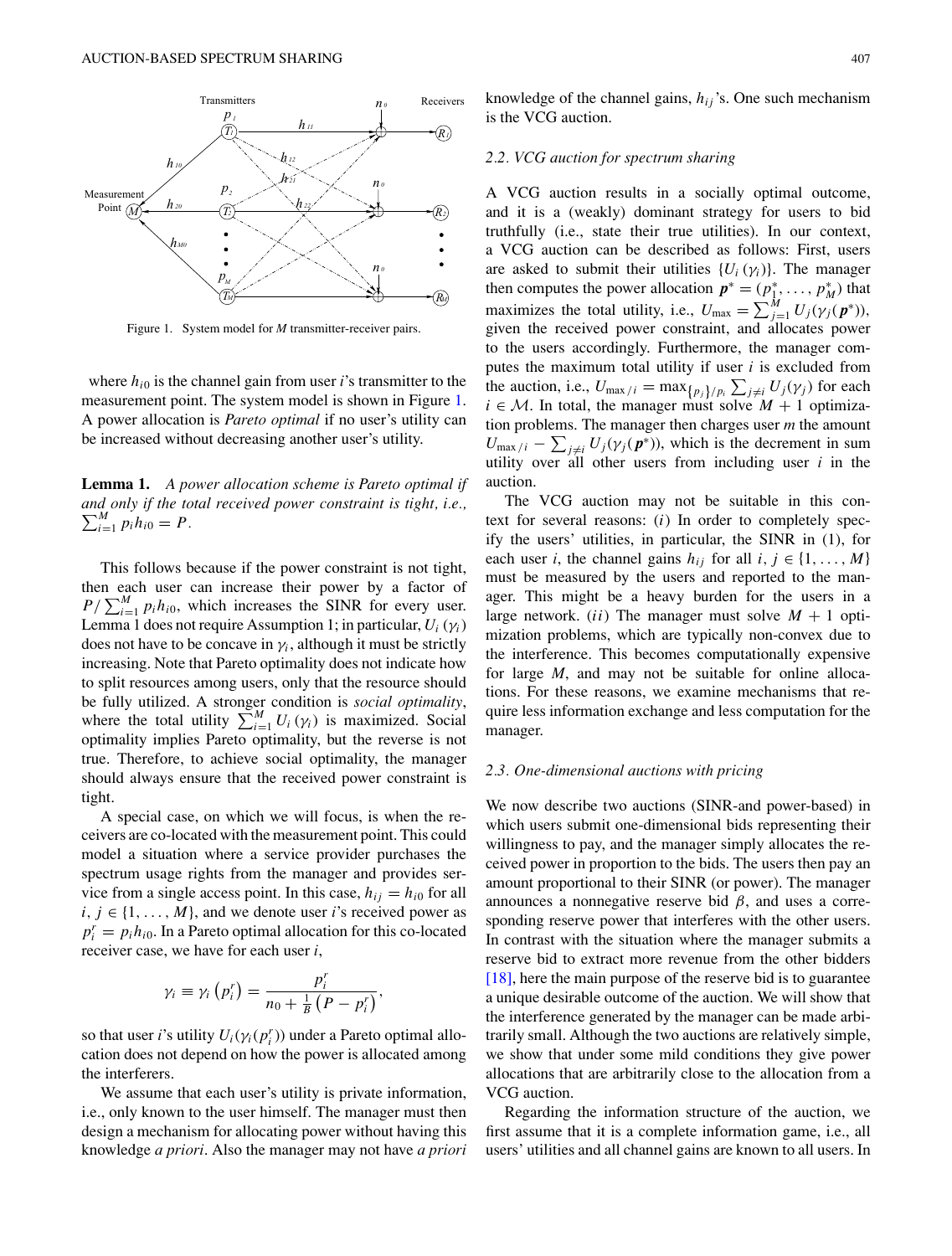Figure 1. System model for *M* transmitter-receiver pairs.

where $h_{i0}$ is the channel gain from user $i$'s transmitter to the measurement point. The system model is shown in Figure 1. A power allocation is *Pareto optimal* if no user's utility can be increased without decreasing another user's utility.

**Lemma 1.** *A power allocation scheme is Pareto optimal if and only if the total received power constraint is tight, i.e.,* $\sum_{i=1}^{M} p_i h_{i0} = P$.

This follows because if the power constraint is not tight, then each user can increase their power by a factor of $P / \sum_{i=1}^{M} p_i h_{i0}$, which increases the SINR for every user. Lemma 1 does not require Assumption 1; in particular, $U_i(\gamma_i)$ does not have to be concave in $\gamma_i$, although it must be strictly increasing. Note that Pareto optimality does not indicate how to split resources among users, only that the resource should be fully utilized. A stronger condition is *social optimality*, where the total utility $\sum_{i=1}^{M} U_i(\gamma_i)$ is maximized. Social optimality implies Pareto optimality, but the reverse is not true. Therefore, to achieve social optimality, the manager should always ensure that the received power constraint is tight.

A special case, on which we will focus, is when the receivers are co-located with the measurement point. This could model a situation where a service provider purchases the spectrum usage rights from the manager and provides service from a single access point. In this case, $h_{ij} = h_{i0}$ for all $i, j \in \{1, \ldots, M\}$, and we denote user $i$'s received power as $p_i^r = p_i h_{i0}$. In a Pareto optimal allocation for this co-located receiver case, we have for each user $i$,

$$\gamma_i \equiv \gamma_i\left(p_i^r\right) = \frac{p_i^r}{n_0 + \frac{1}{B}\left(P - p_i^r\right)},$$

so that user $i$'s utility $U_i(\gamma_i(p_i^r))$ under a Pareto optimal allocation does not depend on how the power is allocated among the interferers.

We assume that each user's utility is private information, i.e., only known to the user himself. The manager must then design a mechanism for allocating power without having this knowledge *a priori*. Also the manager may not have *a priori* knowledge of the channel gains, $h_{ij}$'s. One such mechanism is the VCG auction.

### *2.2. VCG auction for spectrum sharing*

A VCG auction results in a socially optimal outcome, and it is a (weakly) dominant strategy for users to bid truthfully (i.e., state their true utilities). In our context, a VCG auction can be described as follows: First, users are asked to submit their utilities $\{U_i(\gamma_i)\}$. The manager then computes the power allocation $\boldsymbol{p}^* = (p_1^*, \ldots, p_M^*)$ that maximizes the total utility, i.e., $U_{\max} = \sum_{j=1}^{M} U_j(\gamma_j(\boldsymbol{p}^*))$, given the received power constraint, and allocates power to the users accordingly. Furthermore, the manager computes the maximum total utility if user $i$ is excluded from the auction, i.e., $U_{\max/i} = \max_{\{p_j\}/p_i} \sum_{j \neq i} U_j(\gamma_j)$ for each $i \in \mathcal{M}$. In total, the manager must solve $M + 1$ optimization problems. The manager then charges user $m$ the amount $U_{\max/i} - \sum_{j \neq i} U_j(\gamma_j(\boldsymbol{p}^*))$, which is the decrement in sum utility over all other users from including user $i$ in the auction.

The VCG auction may not be suitable in this context for several reasons: $(i)$ In order to completely specify the users' utilities, in particular, the SINR in (1), for each user $i$, the channel gains $h_{ij}$ for all $i, j \in \{1, \ldots, M\}$ must be measured by the users and reported to the manager. This might be a heavy burden for the users in a large network. $(ii)$ The manager must solve $M + 1$ optimization problems, which are typically non-convex due to the interference. This becomes computationally expensive for large $M$, and may not be suitable for online allocations. For these reasons, we examine mechanisms that require less information exchange and less computation for the manager.

### *2.3. One-dimensional auctions with pricing*

We now describe two auctions (SINR-and power-based) in which users submit one-dimensional bids representing their willingness to pay, and the manager simply allocates the received power in proportion to the bids. The users then pay an amount proportional to their SINR (or power). The manager announces a nonnegative reserve bid $\beta$, and uses a corresponding reserve power that interferes with the other users. In contrast with the situation where the manager submits a reserve bid to extract more revenue from the other bidders [18], here the main purpose of the reserve bid is to guarantee a unique desirable outcome of the auction. We will show that the interference generated by the manager can be made arbitrarily small. Although the two auctions are relatively simple, we show that under some mild conditions they give power allocations that are arbitrarily close to the allocation from a VCG auction.

Regarding the information structure of the auction, we first assume that it is a complete information game, i.e., all users' utilities and all channel gains are known to all users. In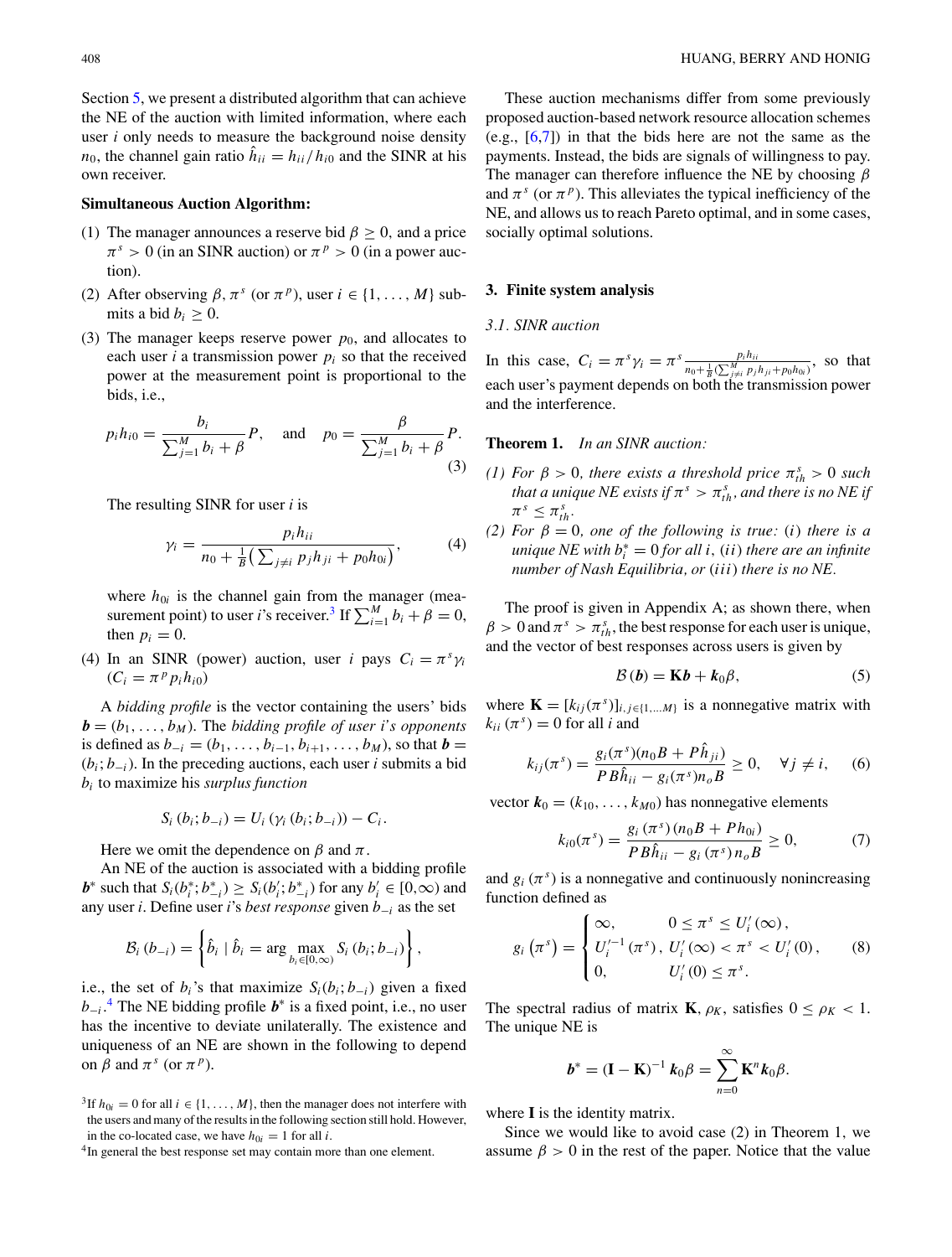Section 5, we present a distributed algorithm that can achieve the NE of the auction with limited information, where each user $i$ only needs to measure the background noise density $n_0$, the channel gain ratio $\hat{h}_{ii} = h_{ii}/h_{i0}$ and the SINR at his own receiver.

**Simultaneous Auction Algorithm:**

(1) The manager announces a reserve bid $\beta \geq 0$, and a price $\pi^s > 0$ (in an SINR auction) or $\pi^p > 0$ (in a power auction).

(2) After observing $\beta, \pi^s$ (or $\pi^p$), user $i \in \{1, \ldots, M\}$ submits a bid $b_i \geq 0$.

(3) The manager keeps reserve power $p_0$, and allocates to each user $i$ a transmission power $p_i$ so that the received power at the measurement point is proportional to the bids, i.e.,

$$p_i h_{i0} = \frac{b_i}{\sum_{j=1}^M b_i + \beta} P, \quad \text{and} \quad p_0 = \frac{\beta}{\sum_{j=1}^M b_i + \beta} P. \tag{3}$$

The resulting SINR for user $i$ is

$$\gamma_i = \frac{p_i h_{ii}}{n_0 + \frac{1}{B}\left(\sum_{j \neq i} p_j h_{ji} + p_0 h_{0i}\right)}, \tag{4}$$

where $h_{0i}$ is the channel gain from the manager (measurement point) to user $i$'s receiver.[3] If $\sum_{i=1}^M b_i + \beta = 0$, then $p_i = 0$.

(4) In an SINR (power) auction, user $i$ pays $C_i = \pi^s \gamma_i$ ($C_i = \pi^p p_i h_{i0}$)

A *bidding profile* is the vector containing the users' bids $\boldsymbol{b} = (b_1, \ldots, b_M)$. The *bidding profile of user i's opponents* is defined as $b_{-i} = (b_1, \ldots, b_{i-1}, b_{i+1}, \ldots, b_M)$, so that $\boldsymbol{b} = (b_i; b_{-i})$. In the preceding auctions, each user $i$ submits a bid $b_i$ to maximize his *surplus function*

$$S_i(b_i; b_{-i}) = U_i(\gamma_i(b_i; b_{-i})) - C_i.$$

Here we omit the dependence on $\beta$ and $\pi$.

An NE of the auction is associated with a bidding profile $\boldsymbol{b}^*$ such that $S_i(b_i^*; b_{-i}^*) \geq S_i(b_i'; b_{-i}^*)$ for any $b_i' \in [0, \infty)$ and any user $i$. Define user $i$'s *best response* given $b_{-i}$ as the set

$$\mathcal{B}_i(b_{-i}) = \left\{ \hat{b}_i \mid \hat{b}_i = \arg\max_{b_i \in [0,\infty)} S_i(b_i; b_{-i}) \right\},$$

i.e., the set of $b_i$'s that maximize $S_i(b_i; b_{-i})$ given a fixed $b_{-i}$.[4] The NE bidding profile $\boldsymbol{b}^*$ is a fixed point, i.e., no user has the incentive to deviate unilaterally. The existence and uniqueness of an NE are shown in the following to depend on $\beta$ and $\pi^s$ (or $\pi^p$).

[3] If $h_{0i} = 0$ for all $i \in \{1, \ldots, M\}$, then the manager does not interfere with the users and many of the results in the following section still hold. However, in the co-located case, we have $h_{0i} = 1$ for all $i$.

[4] In general the best response set may contain more than one element.

These auction mechanisms differ from some previously proposed auction-based network resource allocation schemes (e.g., [6,7]) in that the bids here are not the same as the payments. Instead, the bids are signals of willingness to pay. The manager can therefore influence the NE by choosing $\beta$ and $\pi^s$ (or $\pi^p$). This alleviates the typical inefficiency of the NE, and allows us to reach Pareto optimal, and in some cases, socially optimal solutions.

## 3. Finite system analysis

### 3.1. SINR auction

In this case, $C_i = \pi^s \gamma_i = \pi^s \frac{p_i h_{ii}}{n_0 + \frac{1}{B}\left(\sum_{j \neq i}^M p_j h_{ji} + p_0 h_{0i}\right)}$, so that each user's payment depends on both the transmission power and the interference.

**Theorem 1.** *In an SINR auction:*

*(1) For $\beta > 0$, there exists a threshold price $\pi_{th}^s > 0$ such that a unique NE exists if $\pi^s > \pi_{th}^s$, and there is no NE if $\pi^s \leq \pi_{th}^s$.*

*(2) For $\beta = 0$, one of the following is true: (i) there is a unique NE with $b_i^* = 0$ for all $i$, (ii) there are an infinite number of Nash Equilibria, or (iii) there is no NE.*

The proof is given in Appendix A; as shown there, when $\beta > 0$ and $\pi^s > \pi_{th}^s$, the best response for each user is unique, and the vector of best responses across users is given by

$$\mathcal{B}(\boldsymbol{b}) = \mathbf{K}\boldsymbol{b} + \boldsymbol{k}_0 \beta, \tag{5}$$

where $\mathbf{K} = [k_{ij}(\pi^s)]_{i,j \in \{1,\ldots M\}}$ is a nonnegative matrix with $k_{ii}(\pi^s) = 0$ for all $i$ and

$$k_{ij}(\pi^s) = \frac{g_i(\pi^s)(n_0 B + P\hat{h}_{ji})}{PB\hat{h}_{ii} - g_i(\pi^s) n_o B} \geq 0, \quad \forall j \neq i, \tag{6}$$

vector $\boldsymbol{k}_0 = (k_{10}, \ldots, k_{M0})$ has nonnegative elements

$$k_{i0}(\pi^s) = \frac{g_i(\pi^s)(n_0 B + P h_{0i})}{PB\hat{h}_{ii} - g_i(\pi^s) n_o B} \geq 0, \tag{7}$$

and $g_i(\pi^s)$ is a nonnegative and continuously nonincreasing function defined as

$$g_i(\pi^s) = \begin{cases} \infty, & 0 \leq \pi^s \leq U_i'(\infty), \\ U_i'^{-1}(\pi^s), & U_i'(\infty) < \pi^s < U_i'(0), \\ 0, & U_i'(0) \leq \pi^s. \end{cases} \tag{8}$$

The spectral radius of matrix $\mathbf{K}$, $\rho_K$, satisfies $0 \leq \rho_K < 1$. The unique NE is

$$\boldsymbol{b}^* = (\mathbf{I} - \mathbf{K})^{-1} \boldsymbol{k}_0 \beta = \sum_{n=0}^{\infty} \mathbf{K}^n \boldsymbol{k}_0 \beta.$$

where $\mathbf{I}$ is the identity matrix.

Since we would like to avoid case (2) in Theorem 1, we assume $\beta > 0$ in the rest of the paper. Notice that the value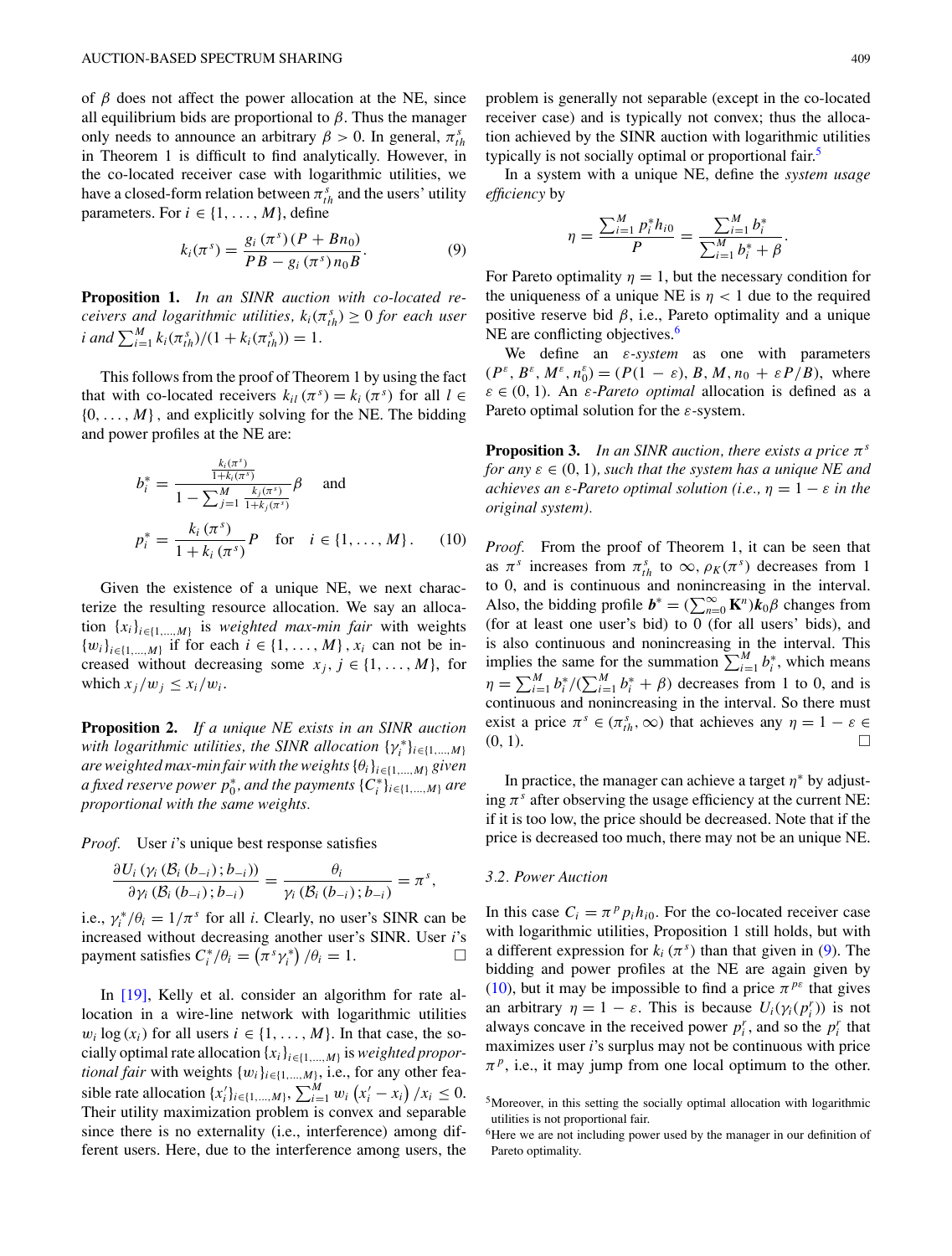of $\beta$ does not affect the power allocation at the NE, since all equilibrium bids are proportional to $\beta$. Thus the manager only needs to announce an arbitrary $\beta > 0$. In general, $\pi_{th}^s$ in Theorem 1 is difficult to find analytically. However, in the co-located receiver case with logarithmic utilities, we have a closed-form relation between $\pi_{th}^s$ and the users' utility parameters. For $i \in \{1, \ldots, M\}$, define

$$k_i(\pi^s) = \frac{g_i(\pi^s)(P + Bn_0)}{PB - g_i(\pi^s)\, n_0 B}. \tag{9}$$

**Proposition 1.** *In an SINR auction with co-located receivers and logarithmic utilities, $k_i(\pi_{th}^s) \geq 0$ for each user $i$ and $\sum_{i=1}^M k_i(\pi_{th}^s)/(1 + k_i(\pi_{th}^s)) = 1$.*

This follows from the proof of Theorem 1 by using the fact that with co-located receivers $k_{il}(\pi^s) = k_i(\pi^s)$ for all $l \in \{0, \ldots, M\}$, and explicitly solving for the NE. The bidding and power profiles at the NE are:

$$b_i^* = \frac{\frac{k_i(\pi^s)}{1+k_i(\pi^s)}}{1 - \sum_{j=1}^M \frac{k_j(\pi^s)}{1+k_j(\pi^s)}}\beta \quad \text{and}$$

$$p_i^* = \frac{k_i(\pi^s)}{1 + k_i(\pi^s)} P \quad \text{for} \quad i \in \{1, \ldots, M\}. \tag{10}$$

Given the existence of a unique NE, we next characterize the resulting resource allocation. We say an allocation $\{x_i\}_{i \in \{1,\ldots,M\}}$ is *weighted max-min fair* with weights $\{w_i\}_{i \in \{1,\ldots,M\}}$ if for each $i \in \{1, \ldots, M\}$, $x_i$ can not be increased without decreasing some $x_j$, $j \in \{1, \ldots, M\}$, for which $x_j/w_j \leq x_i/w_i$.

**Proposition 2.** *If a unique NE exists in an SINR auction with logarithmic utilities, the SINR allocation $\{\gamma_i^*\}_{i \in \{1,\ldots,M\}}$ are weighted max-min fair with the weights $\{\theta_i\}_{i \in \{1,\ldots,M\}}$ given a fixed reserve power $p_0^*$, and the payments $\{C_i^*\}_{i \in \{1,\ldots,M\}}$ are proportional with the same weights.*

*Proof.* User $i$'s unique best response satisfies

$$\frac{\partial U_i(\gamma_i(\mathcal{B}_i(b_{-i}); b_{-i}))}{\partial \gamma_i(\mathcal{B}_i(b_{-i}); b_{-i})} = \frac{\theta_i}{\gamma_i(\mathcal{B}_i(b_{-i}); b_{-i})} = \pi^s,$$

i.e., $\gamma_i^*/\theta_i = 1/\pi^s$ for all $i$. Clearly, no user's SINR can be increased without decreasing another user's SINR. User $i$'s payment satisfies $C_i^*/\theta_i = (\pi^s \gamma_i^*)/\theta_i = 1$. □

In [19], Kelly et al. consider an algorithm for rate allocation in a wire-line network with logarithmic utilities $w_i \log(x_i)$ for all users $i \in \{1, \ldots, M\}$. In that case, the socially optimal rate allocation $\{x_i\}_{i \in \{1,\ldots,M\}}$ is *weighted proportional fair* with weights $\{w_i\}_{i \in \{1,\ldots,M\}}$, i.e., for any other feasible rate allocation $\{x_i'\}_{i \in \{1,\ldots,M\}}$, $\sum_{i=1}^M w_i(x_i' - x_i)/x_i \leq 0$. Their utility maximization problem is convex and separable since there is no externality (i.e., interference) among different users. Here, due to the interference among users, the problem is generally not separable (except in the co-located receiver case) and is typically not convex; thus the allocation achieved by the SINR auction with logarithmic utilities typically is not socially optimal or proportional fair.[5]

In a system with a unique NE, define the *system usage efficiency* by

$$\eta = \frac{\sum_{i=1}^M p_i^* h_{i0}}{P} = \frac{\sum_{i=1}^M b_i^*}{\sum_{i=1}^M b_i^* + \beta}.$$

For Pareto optimality $\eta = 1$, but the necessary condition for the uniqueness of a unique NE is $\eta < 1$ due to the required positive reserve bid $\beta$, i.e., Pareto optimality and a unique NE are conflicting objectives.[6]

We define an *$\varepsilon$-system* as one with parameters $(P^\varepsilon, B^\varepsilon, M^\varepsilon, n_0^\varepsilon) = (P(1-\varepsilon), B, M, n_0 + \varepsilon P/B)$, where $\varepsilon \in (0, 1)$. An *$\varepsilon$-Pareto optimal* allocation is defined as a Pareto optimal solution for the $\varepsilon$-system.

**Proposition 3.** *In an SINR auction, there exists a price $\pi^s$ for any $\varepsilon \in (0, 1)$, such that the system has a unique NE and achieves an $\varepsilon$-Pareto optimal solution (i.e., $\eta = 1 - \varepsilon$ in the original system).*

*Proof.* From the proof of Theorem 1, it can be seen that as $\pi^s$ increases from $\pi_{th}^s$ to $\infty$, $\rho_K(\pi^s)$ decreases from 1 to 0, and is continuous and nonincreasing in the interval. Also, the bidding profile $\boldsymbol{b}^* = (\sum_{n=0}^\infty \mathbf{K}^n)\boldsymbol{k}_0\beta$ changes from (for at least one user's bid) to 0 (for all users' bids), and is also continuous and nonincreasing in the interval. This implies the same for the summation $\sum_{i=1}^M b_i^*$, which means $\eta = \sum_{i=1}^M b_i^*/(\sum_{i=1}^M b_i^* + \beta)$ decreases from 1 to 0, and is continuous and nonincreasing in the interval. So there must exist a price $\pi^s \in (\pi_{th}^s, \infty)$ that achieves any $\eta = 1 - \varepsilon \in (0, 1)$. □

In practice, the manager can achieve a target $\eta^*$ by adjusting $\pi^s$ after observing the usage efficiency at the current NE: if it is too low, the price should be decreased. Note that if the price is decreased too much, there may not be an unique NE.

### 3.2. Power Auction

In this case $C_i = \pi^p p_i h_{i0}$. For the co-located receiver case with logarithmic utilities, Proposition 1 still holds, but with a different expression for $k_i(\pi^s)$ than that given in (9). The bidding and power profiles at the NE are again given by (10), but it may be impossible to find a price $\pi^{p\varepsilon}$ that gives an arbitrary $\eta = 1 - \varepsilon$. This is because $U_i(\gamma_i(p_i^r))$ is not always concave in the received power $p_i^r$, and so the $p_i^r$ that maximizes user $i$'s surplus may not be continuous with price $\pi^p$, i.e., it may jump from one local optimum to the other.

[5] Moreover, in this setting the socially optimal allocation with logarithmic utilities is not proportional fair.

[6] Here we are not including power used by the manager in our definition of Pareto optimality.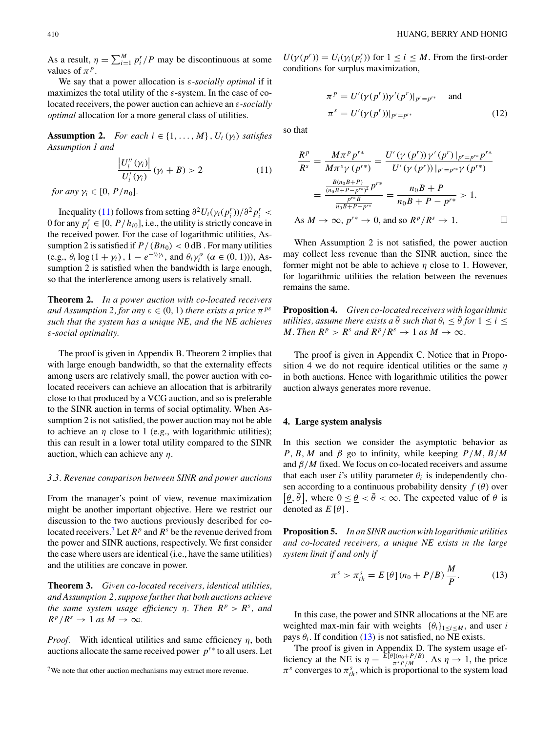As a result, $\eta = \sum_{i=1}^{M} p_i^r / P$ may be discontinuous at some values of $\pi^p$.

We say that a power allocation is *ε-socially optimal* if it maximizes the total utility of the ε-system. In the case of co-located receivers, the power auction can achieve an *ε-socially optimal* allocation for a more general class of utilities.

**Assumption 2.** *For each $i \in \{1, \ldots, M\}$, $U_i(\gamma_i)$ satisfies Assumption 1 and*

$$\frac{\left|U_i''(\gamma_i)\right|}{U_i'(\gamma_i)}(\gamma_i + B) > 2 \tag{11}$$

*for any $\gamma_i \in [0, P/n_0]$.*

Inequality (11) follows from setting $\partial^2 U_i(\gamma_i(p_i^r))/\partial^2 p_i^r < 0$ for any $p_i^r \in [0, P/h_{i0}]$, i.e., the utility is strictly concave in the received power. For the case of logarithmic utilities, Assumption 2 is satisfied if $P/(Bn_0) < 0$ dB. For many utilities (e.g., $\theta_i \log(1+\gamma_i)$, $1 - e^{-\theta_i \gamma_i}$, and $\theta_i \gamma_i^{\alpha}$ ($\alpha \in (0,1)$)), Assumption 2 is satisfied when the bandwidth is large enough, so that the interference among users is relatively small.

**Theorem 2.** *In a power auction with co-located receivers and Assumption 2, for any $\varepsilon \in (0,1)$ there exists a price $\pi^{p\varepsilon}$ such that the system has a unique NE, and the NE achieves ε-social optimality.*

The proof is given in Appendix B. Theorem 2 implies that with large enough bandwidth, so that the externality effects among users are relatively small, the power auction with co-located receivers can achieve an allocation that is arbitrarily close to that produced by a VCG auction, and so is preferable to the SINR auction in terms of social optimality. When Assumption 2 is not satisfied, the power auction may not be able to achieve an $\eta$ close to 1 (e.g., with logarithmic utilities); this can result in a lower total utility compared to the SINR auction, which can achieve any $\eta$.

### *3.3. Revenue comparison between SINR and power auctions*

From the manager's point of view, revenue maximization might be another important objective. Here we restrict our discussion to the two auctions previously described for co-located receivers.[7] Let $R^p$ and $R^s$ be the revenue derived from the power and SINR auctions, respectively. We first consider the case where users are identical (i.e., have the same utilities) and the utilities are concave in power.

**Theorem 3.** *Given co-located receivers, identical utilities, and Assumption 2, suppose further that both auctions achieve the same system usage efficiency $\eta$. Then $R^p > R^s$, and $R^p/R^s \to 1$ as $M \to \infty$.*

*Proof.* With identical utilities and same efficiency $\eta$, both auctions allocate the same received power $p^{r*}$ to all users. Let $U(\gamma(p^r)) = U_i(\gamma_i(p_i^r))$ for $1 \le i \le M$. From the first-order conditions for surplus maximization,

$$\pi^p = U'(\gamma(p^r))\gamma'(p^r)|_{p^r = p^{r*}} \quad \text{and}$$
$$\pi^s = U'(\gamma(p^r))|_{p^r = p^{r*}} \tag{12}$$

so that

$$\frac{R^p}{R^s} = \frac{M\pi^p p^{r*}}{M\pi^s \gamma(p^{r*})} = \frac{U'(\gamma(p^r))\gamma'(p^r)|_{p^r=p^{r*}} p^{r*}}{U'(\gamma(p^r))|_{p^r=p^{r*}} \gamma(p^{r*})}$$
$$= \frac{\frac{B(n_0 B + P)}{(n_0 B + P - p^{r*})^2} p^{r*}}{\frac{p^{r*} B}{n_0 B + P - p^{r*}}} = \frac{n_0 B + P}{n_0 B + P - p^{r*}} > 1.$$

As $M \to \infty$, $p^{r*} \to 0$, and so $R^p/R^s \to 1$. $\square$

When Assumption 2 is not satisfied, the power auction may collect less revenue than the SINR auction, since the former might not be able to achieve $\eta$ close to 1. However, for logarithmic utilities the relation between the revenues remains the same.

**Proposition 4.** *Given co-located receivers with logarithmic utilities, assume there exists a $\bar{\theta}$ such that $\theta_i \le \bar{\theta}$ for $1 \le i \le M$. Then $R^p > R^s$ and $R^p/R^s \to 1$ as $M \to \infty$.*

The proof is given in Appendix C. Notice that in Proposition 4 we do not require identical utilities or the same $\eta$ in both auctions. Hence with logarithmic utilities the power auction always generates more revenue.

## 4. Large system analysis

In this section we consider the asymptotic behavior as $P$, $B$, $M$ and $\beta$ go to infinity, while keeping $P/M$, $B/M$ and $\beta/M$ fixed. We focus on co-located receivers and assume that each user $i$'s utility parameter $\theta_i$ is independently chosen according to a continuous probability density $f(\theta)$ over $[\underline{\theta}, \bar{\theta}]$, where $0 \le \underline{\theta} < \bar{\theta} < \infty$. The expected value of $\theta$ is denoted as $E[\theta]$.

**Proposition 5.** *In an SINR auction with logarithmic utilities and co-located receivers, a unique NE exists in the large system limit if and only if*

$$\pi^s > \pi^s_{th} = E[\theta](n_0 + P/B)\frac{M}{P}. \tag{13}$$

In this case, the power and SINR allocations at the NE are weighted max-min fair with weights $\{\theta_i\}_{1 \le i \le M}$, and user $i$ pays $\theta_i$. If condition (13) is not satisfied, no NE exists.

The proof is given in Appendix D. The system usage efficiency at the NE is $\eta = \frac{E[\theta](n_0 + P/B)}{\pi^s P/M}$. As $\eta \to 1$, the price $\pi^s$ converges to $\pi^s_{th}$, which is proportional to the system load

[7] We note that other auction mechanisms may extract more revenue.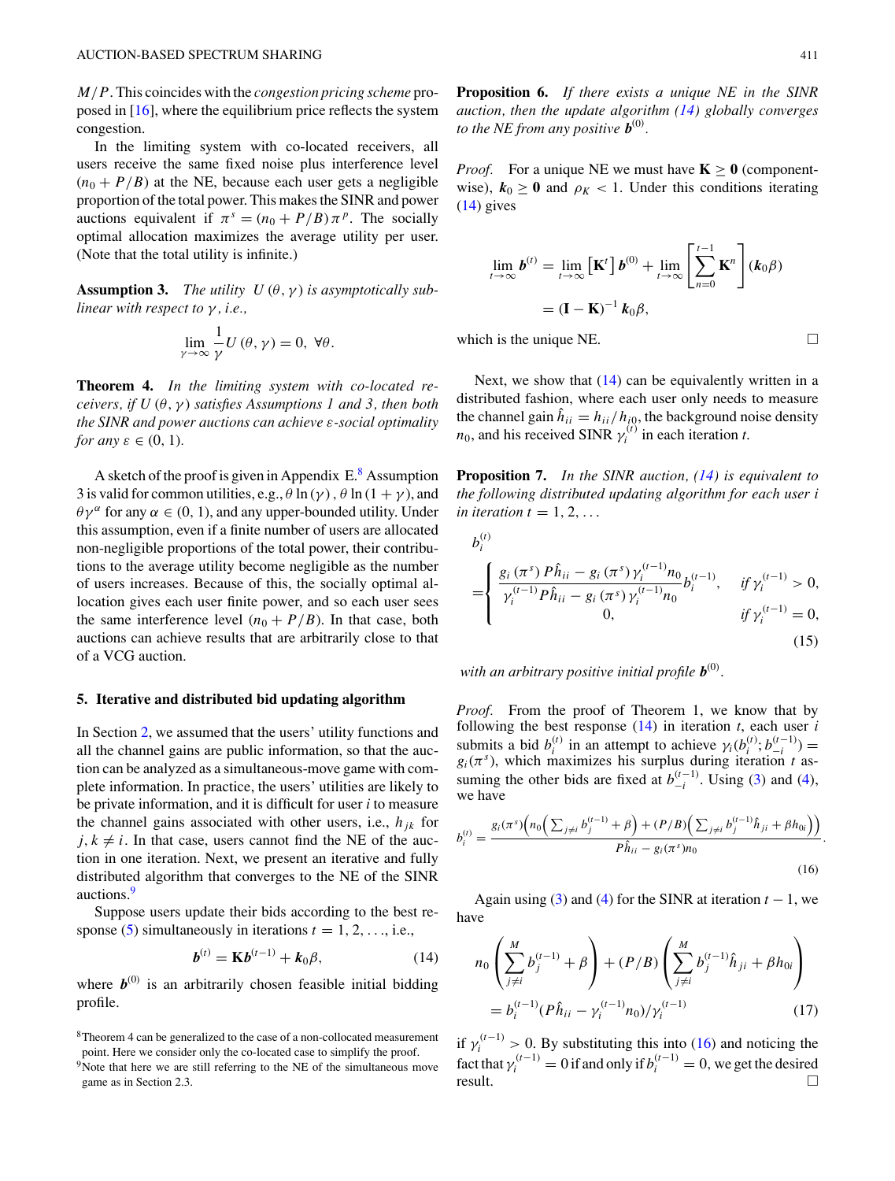$M/P$. This coincides with the *congestion pricing scheme* proposed in [16], where the equilibrium price reflects the system congestion.

In the limiting system with co-located receivers, all users receive the same fixed noise plus interference level $(n_0 + P/B)$ at the NE, because each user gets a negligible proportion of the total power. This makes the SINR and power auctions equivalent if $\pi^s = (n_0 + P/B)\pi^p$. The socially optimal allocation maximizes the average utility per user. (Note that the total utility is infinite.)

**Assumption 3.** *The utility $U(\theta, \gamma)$ is asymptotically sublinear with respect to $\gamma$, i.e.,*

$$\lim_{\gamma \to \infty} \frac{1}{\gamma} U(\theta, \gamma) = 0, \ \forall \theta.$$

**Theorem 4.** *In the limiting system with co-located receivers, if $U(\theta, \gamma)$ satisfies Assumptions 1 and 3, then both the SINR and power auctions can achieve $\varepsilon$-social optimality for any $\varepsilon \in (0, 1)$.*

A sketch of the proof is given in Appendix E.[8] Assumption 3 is valid for common utilities, e.g., $\theta \ln(\gamma)$, $\theta \ln(1+\gamma)$, and $\theta \gamma^\alpha$ for any $\alpha \in (0, 1)$, and any upper-bounded utility. Under this assumption, even if a finite number of users are allocated non-negligible proportions of the total power, their contributions to the average utility become negligible as the number of users increases. Because of this, the socially optimal allocation gives each user finite power, and so each user sees the same interference level $(n_0 + P/B)$. In that case, both auctions can achieve results that are arbitrarily close to that of a VCG auction.

## 5. Iterative and distributed bid updating algorithm

In Section 2, we assumed that the users' utility functions and all the channel gains are public information, so that the auction can be analyzed as a simultaneous-move game with complete information. In practice, the users' utilities are likely to be private information, and it is difficult for user $i$ to measure the channel gains associated with other users, i.e., $h_{jk}$ for $j, k \neq i$. In that case, users cannot find the NE of the auction in one iteration. Next, we present an iterative and fully distributed algorithm that converges to the NE of the SINR auctions.[9]

Suppose users update their bids according to the best response (5) simultaneously in iterations $t = 1, 2, \ldots$, i.e.,

$$\boldsymbol{b}^{(t)} = \mathbf{K}\boldsymbol{b}^{(t-1)} + \boldsymbol{k}_0 \beta, \tag{14}$$

where $\boldsymbol{b}^{(0)}$ is an arbitrarily chosen feasible initial bidding profile.

[8] Theorem 4 can be generalized to the case of a non-collocated measurement point. Here we consider only the co-located case to simplify the proof.

[9] Note that here we are still referring to the NE of the simultaneous move game as in Section 2.3.

**Proposition 6.** *If there exists a unique NE in the SINR auction, then the update algorithm (14) globally converges to the NE from any positive $\boldsymbol{b}^{(0)}$.*

*Proof.* For a unique NE we must have $\mathbf{K} \geq \mathbf{0}$ (component-wise), $\boldsymbol{k}_0 \geq \mathbf{0}$ and $\rho_K < 1$. Under this conditions iterating (14) gives

$$\lim_{t\to\infty} \boldsymbol{b}^{(t)} = \lim_{t\to\infty} \left[\mathbf{K}^t\right] \boldsymbol{b}^{(0)} + \lim_{t\to\infty} \left[\sum_{n=0}^{t-1} \mathbf{K}^n\right] (\boldsymbol{k}_0 \beta)$$
$$= (\mathbf{I} - \mathbf{K})^{-1} \boldsymbol{k}_0 \beta,$$

which is the unique NE. □

Next, we show that (14) can be equivalently written in a distributed fashion, where each user only needs to measure the channel gain $\hat{h}_{ii} = h_{ii}/h_{i0}$, the background noise density $n_0$, and his received SINR $\gamma_i^{(t)}$ in each iteration $t$.

**Proposition 7.** *In the SINR auction, (14) is equivalent to the following distributed updating algorithm for each user $i$ in iteration $t = 1, 2, \ldots$*

$$b_i^{(t)} = \begin{cases} \dfrac{g_i(\pi^s) P\hat{h}_{ii} - g_i(\pi^s)\gamma_i^{(t-1)} n_0}{\gamma_i^{(t-1)} P\hat{h}_{ii} - g_i(\pi^s)\gamma_i^{(t-1)} n_0} b_i^{(t-1)}, & \text{if } \gamma_i^{(t-1)} > 0, \\ 0, & \text{if } \gamma_i^{(t-1)} = 0, \end{cases} \tag{15}$$

*with an arbitrary positive initial profile $\boldsymbol{b}^{(0)}$.*

*Proof.* From the proof of Theorem 1, we know that by following the best response (14) in iteration $t$, each user $i$ submits a bid $b_i^{(t)}$ in an attempt to achieve $\gamma_i(b_i^{(t)}; b_{-i}^{(t-1)}) = g_i(\pi^s)$, which maximizes his surplus during iteration $t$ assuming the other bids are fixed at $b_{-i}^{(t-1)}$. Using (3) and (4), we have

$$b_i^{(t)} = \frac{g_i(\pi^s)\Big(n_0\Big(\sum_{j\neq i} b_j^{(t-1)} + \beta\Big) + (P/B)\Big(\sum_{j\neq i} b_j^{(t-1)}\hat{h}_{ji} + \beta h_{0i}\Big)\Big)}{P\hat{h}_{ii} - g_i(\pi^s) n_0}. \tag{16}$$

Again using (3) and (4) for the SINR at iteration $t-1$, we have

$$n_0\left(\sum_{j\neq i}^{M} b_j^{(t-1)} + \beta\right) + (P/B)\left(\sum_{j\neq i}^{M} b_j^{(t-1)}\hat{h}_{ji} + \beta h_{0i}\right)$$
$$= b_i^{(t-1)}(P\hat{h}_{ii} - \gamma_i^{(t-1)} n_0)/\gamma_i^{(t-1)} \tag{17}$$

if $\gamma_i^{(t-1)} > 0$. By substituting this into (16) and noticing the fact that $\gamma_i^{(t-1)} = 0$ if and only if $b_i^{(t-1)} = 0$, we get the desired result. □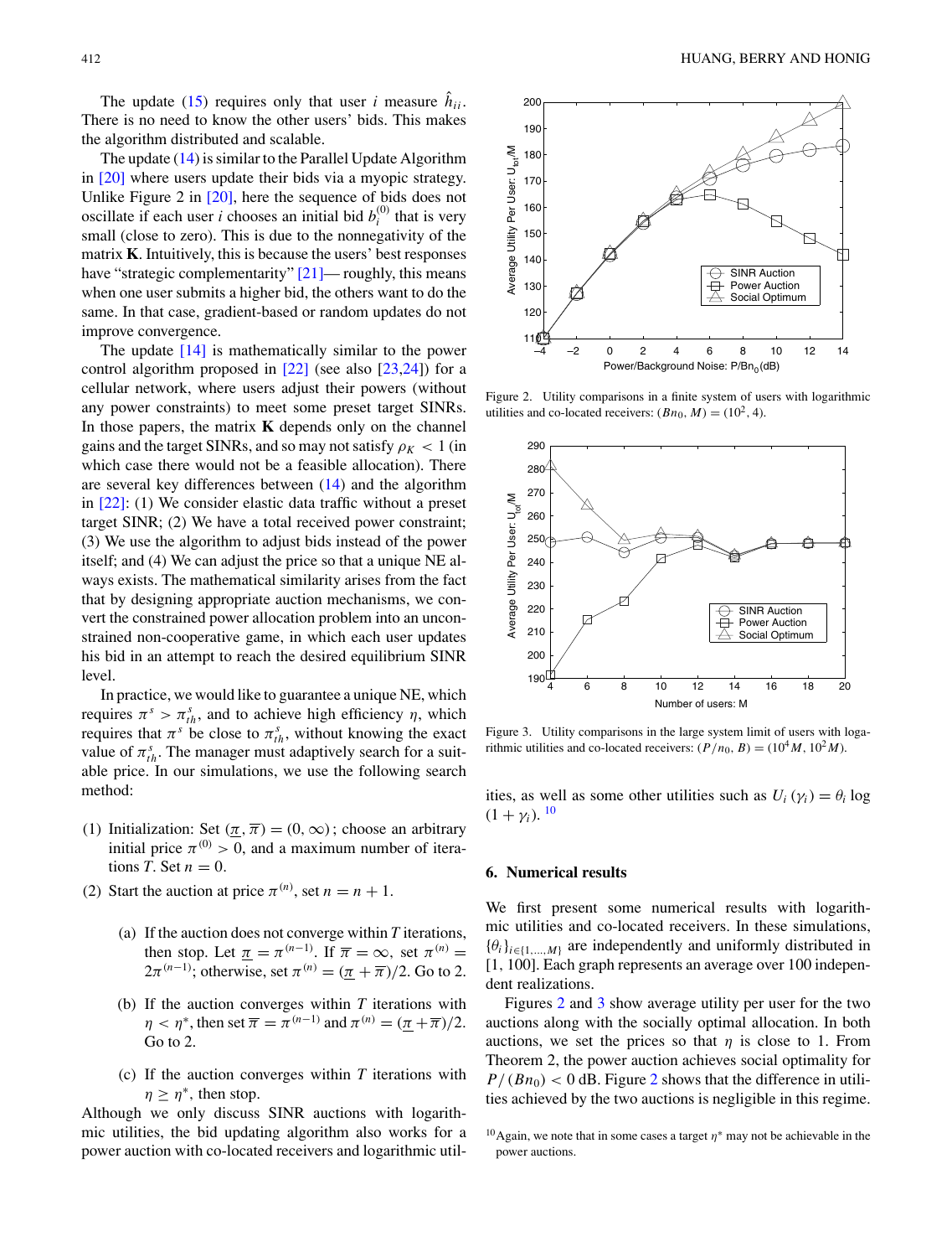The update (15) requires only that user $i$ measure $\hat{h}_{ii}$. There is no need to know the other users' bids. This makes the algorithm distributed and scalable.

The update (14) is similar to the Parallel Update Algorithm in [20] where users update their bids via a myopic strategy. Unlike Figure 2 in [20], here the sequence of bids does not oscillate if each user $i$ chooses an initial bid $b_i^{(0)}$ that is very small (close to zero). This is due to the nonnegativity of the matrix $\mathbf{K}$. Intuitively, this is because the users' best responses have "strategic complementarity" [21]— roughly, this means when one user submits a higher bid, the others want to do the same. In that case, gradient-based or random updates do not improve convergence.

The update [14] is mathematically similar to the power control algorithm proposed in [22] (see also [23,24]) for a cellular network, where users adjust their powers (without any power constraints) to meet some preset target SINRs. In those papers, the matrix $\mathbf{K}$ depends only on the channel gains and the target SINRs, and so may not satisfy $\rho_K < 1$ (in which case there would not be a feasible allocation). There are several key differences between (14) and the algorithm in [22]: (1) We consider elastic data traffic without a preset target SINR; (2) We have a total received power constraint; (3) We use the algorithm to adjust bids instead of the power itself; and (4) We can adjust the price so that a unique NE always exists. The mathematical similarity arises from the fact that by designing appropriate auction mechanisms, we convert the constrained power allocation problem into an unconstrained non-cooperative game, in which each user updates his bid in an attempt to reach the desired equilibrium SINR level.

In practice, we would like to guarantee a unique NE, which requires $\pi^s > \pi_{th}^s$, and to achieve high efficiency $\eta$, which requires that $\pi^s$ be close to $\pi_{th}^s$, without knowing the exact value of $\pi_{th}^s$. The manager must adaptively search for a suitable price. In our simulations, we use the following search method:

(1) Initialization: Set $(\underline{\pi}, \overline{\pi}) = (0, \infty)$; choose an arbitrary initial price $\pi^{(0)} > 0$, and a maximum number of iterations $T$. Set $n = 0$.

(2) Start the auction at price $\pi^{(n)}$, set $n = n + 1$.

- (a) If the auction does not converge within $T$ iterations, then stop. Let $\underline{\pi} = \pi^{(n-1)}$. If $\overline{\pi} = \infty$, set $\pi^{(n)} = 2\pi^{(n-1)}$; otherwise, set $\pi^{(n)} = (\underline{\pi} + \overline{\pi})/2$. Go to 2.
- (b) If the auction converges within $T$ iterations with $\eta < \eta^*$, then set $\overline{\pi} = \pi^{(n-1)}$ and $\pi^{(n)} = (\underline{\pi} + \overline{\pi})/2$. Go to 2.
- (c) If the auction converges within $T$ iterations with $\eta \geq \eta^*$, then stop.

Although we only discuss SINR auctions with logarithmic utilities, the bid updating algorithm also works for a power auction with co-located receivers and logarithmic utilities, as well as some other utilities such as $U_i(\gamma_i) = \theta_i \log(1 + \gamma_i)$.[10]

Figure 2. Utility comparisons in a finite system of users with logarithmic utilities and co-located receivers: $(Bn_0, M) = (10^2, 4)$.

Figure 3. Utility comparisons in the large system limit of users with logarithmic utilities and co-located receivers: $(P/n_0, B) = (10^4 M, 10^2 M)$.

## 6. Numerical results

We first present some numerical results with logarithmic utilities and co-located receivers. In these simulations, $\{\theta_i\}_{i \in \{1,\ldots,M\}}$ are independently and uniformly distributed in [1, 100]. Each graph represents an average over 100 independent realizations.

Figures 2 and 3 show average utility per user for the two auctions along with the socially optimal allocation. In both auctions, we set the prices so that $\eta$ is close to 1. From Theorem 2, the power auction achieves social optimality for $P/(Bn_0) < 0$ dB. Figure 2 shows that the difference in utilities achieved by the two auctions is negligible in this regime.

[10] Again, we note that in some cases a target $\eta^*$ may not be achievable in the power auctions.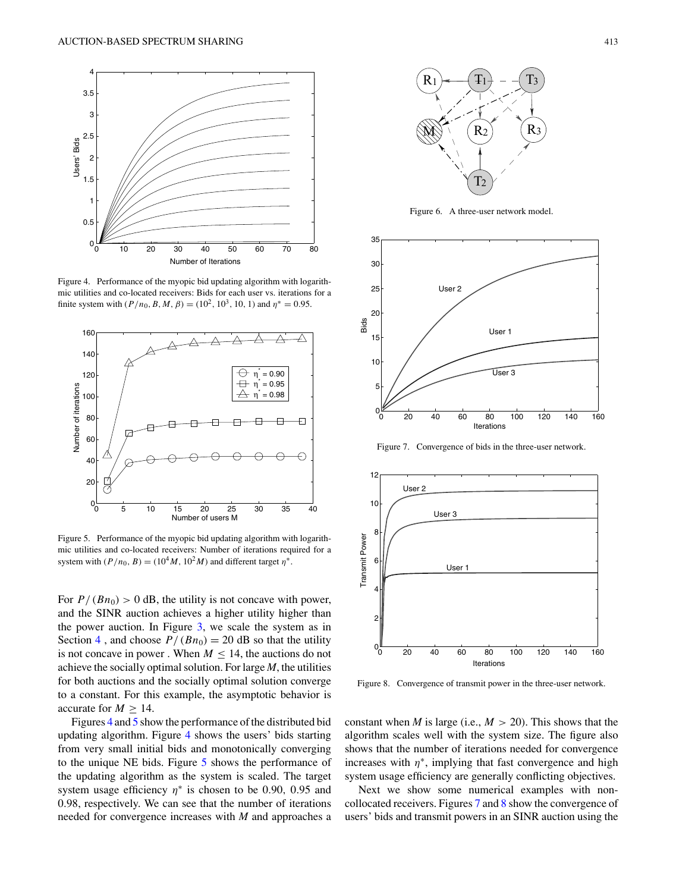Figure 4. Performance of the myopic bid updating algorithm with logarithmic utilities and co-located receivers: Bids for each user vs. iterations for a finite system with $(P/n_0, B, M, \beta) = (10^2, 10^3, 10, 1)$ and $\eta^* = 0.95$.

Figure 5. Performance of the myopic bid updating algorithm with logarithmic utilities and co-located receivers: Number of iterations required for a system with $(P/n_0, B) = (10^4 M, 10^2 M)$ and different target $\eta^*$.

For $P/(Bn_0) > 0$ dB, the utility is not concave with power, and the SINR auction achieves a higher utility higher than the power auction. In Figure 3, we scale the system as in Section 4 , and choose $P/(Bn_0) = 20$ dB so that the utility is not concave in power . When $M \leq 14$, the auctions do not achieve the socially optimal solution. For large $M$, the utilities for both auctions and the socially optimal solution converge to a constant. For this example, the asymptotic behavior is accurate for $M \geq 14$.

Figures 4 and 5 show the performance of the distributed bid updating algorithm. Figure 4 shows the users' bids starting from very small initial bids and monotonically converging to the unique NE bids. Figure 5 shows the performance of the updating algorithm as the system is scaled. The target system usage efficiency $\eta^*$ is chosen to be 0.90, 0.95 and 0.98, respectively. We can see that the number of iterations needed for convergence increases with $M$ and approaches a constant when $M$ is large (i.e., $M > 20$). This shows that the algorithm scales well with the system size. The figure also shows that the number of iterations needed for convergence increases with $\eta^*$, implying that fast convergence and high system usage efficiency are generally conflicting objectives.

Next we show some numerical examples with non-collocated receivers. Figures 7 and 8 show the convergence of users' bids and transmit powers in an SINR auction using the

Figure 6. A three-user network model.

Figure 7. Convergence of bids in the three-user network.

Figure 8. Convergence of transmit power in the three-user network.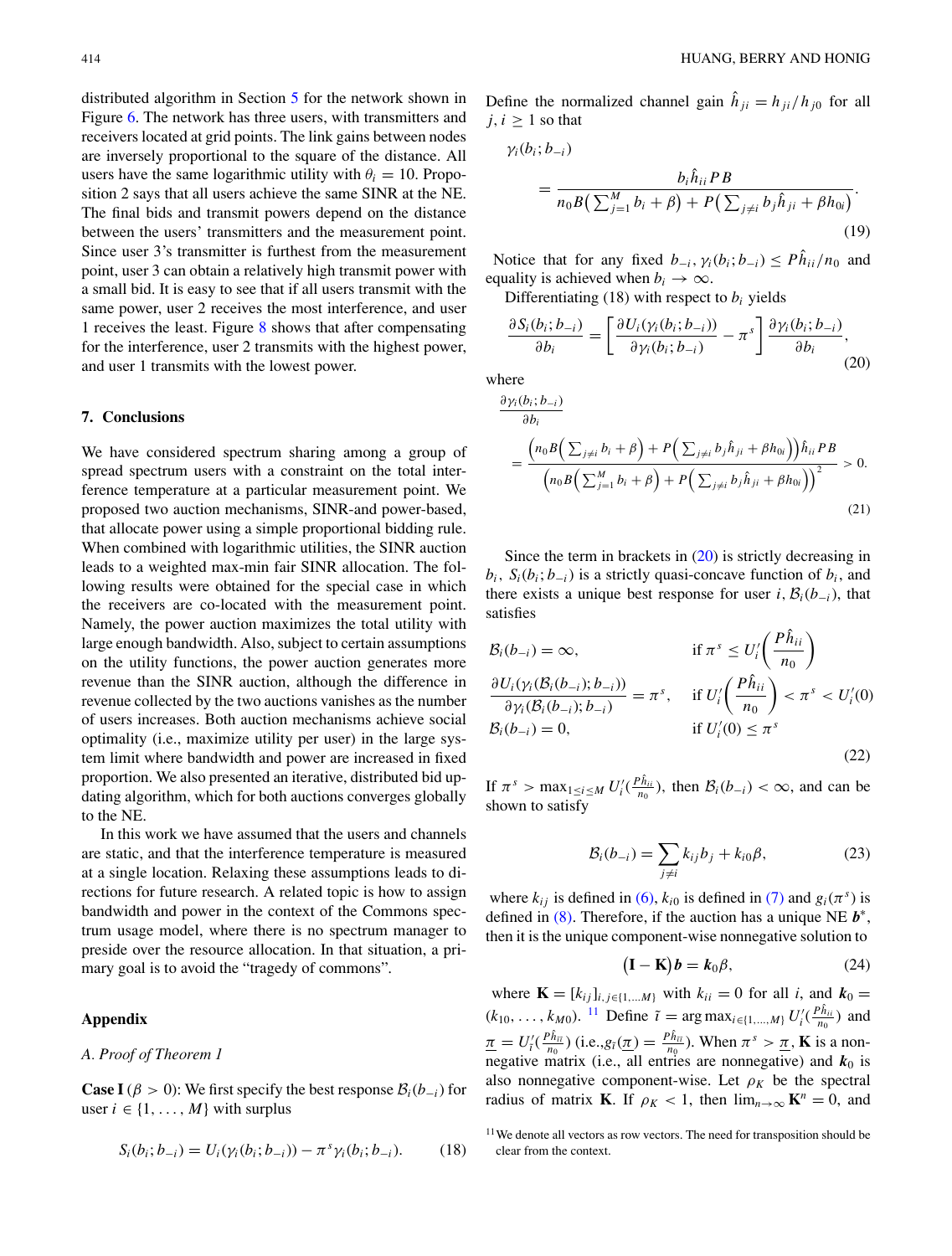distributed algorithm in Section 5 for the network shown in Figure 6. The network has three users, with transmitters and receivers located at grid points. The link gains between nodes are inversely proportional to the square of the distance. All users have the same logarithmic utility with $\theta_i = 10$. Proposition 2 says that all users achieve the same SINR at the NE. The final bids and transmit powers depend on the distance between the users' transmitters and the measurement point. Since user 3's transmitter is furthest from the measurement point, user 3 can obtain a relatively high transmit power with a small bid. It is easy to see that if all users transmit with the same power, user 2 receives the most interference, and user 1 receives the least. Figure 8 shows that after compensating for the interference, user 2 transmits with the highest power, and user 1 transmits with the lowest power.

## 7. Conclusions

We have considered spectrum sharing among a group of spread spectrum users with a constraint on the total interference temperature at a particular measurement point. We proposed two auction mechanisms, SINR-and power-based, that allocate power using a simple proportional bidding rule. When combined with logarithmic utilities, the SINR auction leads to a weighted max-min fair SINR allocation. The following results were obtained for the special case in which the receivers are co-located with the measurement point. Namely, the power auction maximizes the total utility with large enough bandwidth. Also, subject to certain assumptions on the utility functions, the power auction generates more revenue than the SINR auction, although the difference in revenue collected by the two auctions vanishes as the number of users increases. Both auction mechanisms achieve social optimality (i.e., maximize utility per user) in the large system limit where bandwidth and power are increased in fixed proportion. We also presented an iterative, distributed bid updating algorithm, which for both auctions converges globally to the NE.

In this work we have assumed that the users and channels are static, and that the interference temperature is measured at a single location. Relaxing these assumptions leads to directions for future research. A related topic is how to assign bandwidth and power in the context of the Commons spectrum usage model, where there is no spectrum manager to preside over the resource allocation. In that situation, a primary goal is to avoid the "tragedy of commons".

## Appendix

### A. Proof of Theorem 1

**Case I** ($\beta > 0$): We first specify the best response $\mathcal{B}_i(b_{-i})$ for user $i \in \{1, \ldots, M\}$ with surplus

$$S_i(b_i; b_{-i}) = U_i(\gamma_i(b_i; b_{-i})) - \pi^s \gamma_i(b_i; b_{-i}). \tag{18}$$

Define the normalized channel gain $\hat{h}_{ji} = h_{ji}/h_{j0}$ for all $j, i \geq 1$ so that

$$\gamma_i(b_i; b_{-i}) = \frac{b_i \hat{h}_{ii} P B}{n_0 B\left(\sum_{j=1}^M b_i + \beta\right) + P\left(\sum_{j \neq i} b_j \hat{h}_{ji} + \beta h_{0i}\right)}. \tag{19}$$

Notice that for any fixed $b_{-i}$, $\gamma_i(b_i; b_{-i}) \leq P\hat{h}_{ii}/n_0$ and equality is achieved when $b_i \to \infty$.

Differentiating (18) with respect to $b_i$ yields

$$\frac{\partial S_i(b_i; b_{-i})}{\partial b_i} = \left[\frac{\partial U_i(\gamma_i(b_i; b_{-i}))}{\partial \gamma_i(b_i; b_{-i})} - \pi^s\right] \frac{\partial \gamma_i(b_i; b_{-i})}{\partial b_i}, \tag{20}$$

where

$$\frac{\partial \gamma_i(b_i; b_{-i})}{\partial b_i} = \frac{\left(n_0 B\left(\sum_{j \neq i} b_i + \beta\right) + P\left(\sum_{j \neq i} b_j \hat{h}_{ji} + \beta h_{0i}\right)\right) \hat{h}_{ii} P B}{\left(n_0 B\left(\sum_{j=1}^M b_i + \beta\right) + P\left(\sum_{j \neq i} b_j \hat{h}_{ji} + \beta h_{0i}\right)\right)^2} > 0. \tag{21}$$

Since the term in brackets in (20) is strictly decreasing in $b_i$, $S_i(b_i; b_{-i})$ is a strictly quasi-concave function of $b_i$, and there exists a unique best response for user $i$, $\mathcal{B}_i(b_{-i})$, that satisfies

$$\begin{cases} \mathcal{B}_i(b_{-i}) = \infty, & \text{if } \pi^s \leq U_i'\left(\frac{P\hat{h}_{ii}}{n_0}\right) \\ \frac{\partial U_i(\gamma_i(\mathcal{B}_i(b_{-i}); b_{-i}))}{\partial \gamma_i(\mathcal{B}_i(b_{-i}); b_{-i})} = \pi^s, & \text{if } U_i'\left(\frac{P\hat{h}_{ii}}{n_0}\right) < \pi^s < U_i'(0) \\ \mathcal{B}_i(b_{-i}) = 0, & \text{if } U_i'(0) \leq \pi^s \end{cases} \tag{22}$$

If $\pi^s > \max_{1 \leq i \leq M} U_i'(\frac{P\hat{h}_{ii}}{n_0})$, then $\mathcal{B}_i(b_{-i}) < \infty$, and can be shown to satisfy

$$\mathcal{B}_i(b_{-i}) = \sum_{j \neq i} k_{ij} b_j + k_{i0}\beta, \tag{23}$$

where $k_{ij}$ is defined in (6), $k_{i0}$ is defined in (7) and $g_i(\pi^s)$ is defined in (8). Therefore, if the auction has a unique NE $\boldsymbol{b}^*$, then it is the unique component-wise nonnegative solution to

$$(\mathbf{I} - \mathbf{K})\boldsymbol{b} = \boldsymbol{k}_0 \beta, \tag{24}$$

where $\mathbf{K} = [k_{ij}]_{i,j \in \{1,\ldots M\}}$ with $k_{ii} = 0$ for all $i$, and $\boldsymbol{k}_0 = (k_{10}, \ldots, k_{M0})$. [11] Define $\tilde{\imath} = \arg\max_{i \in \{1,\ldots,M\}} U_i'(\frac{P\hat{h}_{ii}}{n_0})$ and $\underline{\pi} = U_{\tilde{\imath}}'(\frac{P\hat{h}_{\tilde{\imath}\tilde{\imath}}}{n_0})$ (i.e., $g_{\tilde{\imath}}(\underline{\pi}) = \frac{P\hat{h}_{\tilde{\imath}\tilde{\imath}}}{n_0}$). When $\pi^s > \underline{\pi}$, $\mathbf{K}$ is a nonnegative matrix (i.e., all entries are nonnegative) and $\boldsymbol{k}_0$ is also nonnegative component-wise. Let $\rho_K$ be the spectral radius of matrix $\mathbf{K}$. If $\rho_K < 1$, then $\lim_{n \to \infty} \mathbf{K}^n = 0$, and

[11] We denote all vectors as row vectors. The need for transposition should be clear from the context.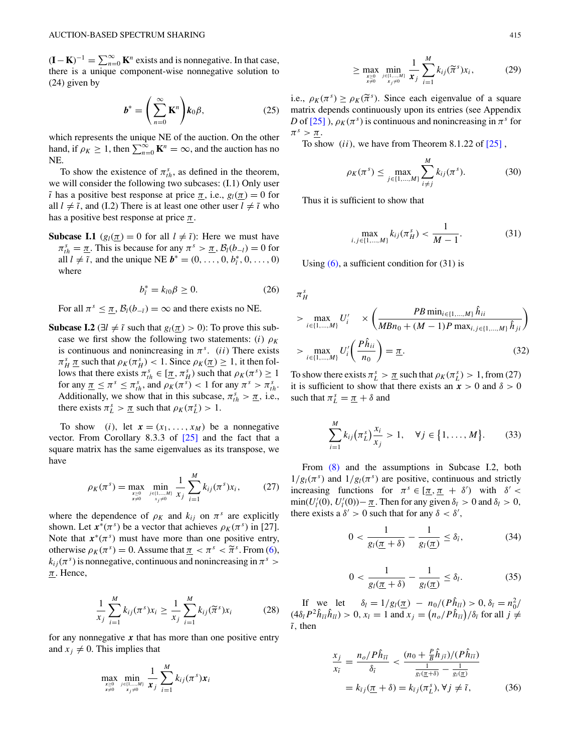$(\mathbf{I}-\mathbf{K})^{-1} = \sum_{n=0}^{\infty} \mathbf{K}^n$ exists and is nonnegative. In that case, there is a unique component-wise nonnegative solution to (24) given by

$$\boldsymbol{b}^* = \left(\sum_{n=0}^{\infty} \mathbf{K}^n\right) \boldsymbol{k}_0 \beta, \tag{25}$$

which represents the unique NE of the auction. On the other hand, if $\rho_K \geq 1$, then $\sum_{n=0}^{\infty} \mathbf{K}^n = \infty$, and the auction has no NE.

To show the existence of $\pi_{th}^s$, as defined in the theorem, we will consider the following two subcases: (I.1) Only user $\tilde{\imath}$ has a positive best response at price $\underline{\pi}$, i.e., $g_l(\underline{\pi}) = 0$ for all $l \neq \tilde{\imath}$, and (I.2) There is at least one other user $l \neq \tilde{\imath}$ who has a positive best response at price $\underline{\pi}$.

**Subcase I.1** ($g_l(\underline{\pi}) = 0$ for all $l \neq \tilde{\imath}$): Here we must have $\pi_{th}^s = \underline{\pi}$. This is because for any $\pi^s > \underline{\pi}$, $\mathcal{B}_l(b_{-l}) = 0$ for all $l \neq \tilde{\imath}$, and the unique NE $\boldsymbol{b}^* = (0, \ldots, 0, b_{\tilde{\imath}}^*, 0, \ldots, 0)$ where

$$b_{\tilde{\imath}}^* = k_{\tilde{\imath}0}\beta \geq 0. \tag{26}$$

For all $\pi^s \leq \underline{\pi}$, $\mathcal{B}_{\tilde{\imath}}(b_{-\tilde{\imath}}) = \infty$ and there exists no NE.

**Subcase I.2** ($\exists l \neq \tilde{\imath}$ such that $g_l(\underline{\pi}) > 0$): To prove this subcase we first show the following two statements: $(i)$ $\rho_K$ is continuous and nonincreasing in $\pi^s$. $(ii)$ There exists $\pi_H^s$ $\underline{\pi}$ such that $\rho_K(\pi_H^s) < 1$. Since $\rho_K(\underline{\pi}) \geq 1$, it then follows that there exists $\pi_{th}^s \in [\underline{\pi}, \pi_H^s)$ such that $\rho_K(\pi^s) \geq 1$ for any $\underline{\pi} \leq \pi^s \leq \pi_{th}^s$, and $\rho_K(\pi^s) < 1$ for any $\pi^s > \pi_{th}^s$. Additionally, we show that in this subcase, $\pi_{th}^s > \underline{\pi}$, i.e., there exists $\pi_L^s > \underline{\pi}$ such that $\rho_K(\pi_L^s) > 1$.

To show $(i)$, let $\boldsymbol{x} = (x_1, \ldots, x_M)$ be a nonnegative vector. From Corollary 8.3.3 of [25] and the fact that a square matrix has the same eigenvalues as its transpose, we have

$$\rho_K(\pi^s) = \max_{\substack{x \geq 0 \\ x \neq 0}} \min_{\substack{j \in \{1,\ldots,M\} \\ x_j \neq 0}} \frac{1}{x_j} \sum_{i=1}^{M} k_{ij}(\pi^s) x_i, \tag{27}$$

where the dependence of $\rho_K$ and $k_{ij}$ on $\pi^s$ are explicitly shown. Let $\boldsymbol{x}^*(\pi^s)$ be a vector that achieves $\rho_K(\pi^s)$ in [27]. Note that $\boldsymbol{x}^*(\pi^s)$ must have more than one positive entry, otherwise $\rho_K(\pi^s) = 0$. Assume that $\underline{\pi} < \pi^s < \widetilde{\pi}^s$. From (6), $k_{ij}(\pi^s)$ is nonnegative, continuous and nonincreasing in $\pi^s > \underline{\pi}$. Hence,

$$\frac{1}{x_j} \sum_{i=1}^{M} k_{ij}(\pi^s) x_i \geq \frac{1}{x_j} \sum_{i=1}^{M} k_{ij}(\widetilde{\pi}^s) x_i \tag{28}$$

for any nonnegative $\boldsymbol{x}$ that has more than one positive entry and $x_j \neq 0$. This implies that

$$\max_{\substack{x \geq 0 \\ x \neq 0}} \min_{\substack{j \in \{1,\ldots,M\} \\ x_j \neq 0}} \frac{1}{\boldsymbol{x}_j} \sum_{i=1}^{M} k_{ij}(\pi^s) \boldsymbol{x}_i$$

$$\geq \max_{\substack{x \geq 0 \\ x \neq 0}} \min_{\substack{j \in \{1,\ldots,M\} \\ x_j \neq 0}} \frac{1}{\boldsymbol{x}_j} \sum_{i=1}^{M} k_{ij}(\widetilde{\pi}^s) x_i, \tag{29}$$

i.e., $\rho_K(\pi^s) \geq \rho_K(\widetilde{\pi}^s)$. Since each eigenvalue of a square matrix depends continuously upon its entries (see Appendix $D$ of [25] ), $\rho_K(\pi^s)$ is continuous and nonincreasing in $\pi^s$ for $\pi^s > \underline{\pi}$.

To show $(ii)$, we have from Theorem 8.1.22 of [25] ,

$$\rho_K(\pi^s) \leq \max_{j \in \{1,\ldots,M\}} \sum_{i \neq j}^{M} k_{ij}(\pi^s). \tag{30}$$

Thus it is sufficient to show that

$$\max_{i,j \in \{1,\ldots,M\}} k_{ij}(\pi_H^s) < \frac{1}{M-1}. \tag{31}$$

Using (6), a sufficient condition for (31) is

$$\begin{aligned}
&\pi_H^s \\
&> \max_{i \in \{1,\ldots,M\}} U_i' \quad \times \left( \frac{PB \min_{i \in \{1,\ldots,M\}} \hat{h}_{ii}}{MBn_0 + (M-1)P \max_{i,j \in \{1,\ldots,M\}} \hat{h}_{ji}} \right) \\
&> \max_{i \in \{1,\ldots,M\}} U_i'\left(\frac{P\hat{h}_{ii}}{n_0}\right) = \underline{\pi}.
\end{aligned} \tag{32}$$

To show there exists $\pi_L^s > \underline{\pi}$ such that $\rho_K(\pi_L^s) > 1$, from (27) it is sufficient to show that there exists an $\boldsymbol{x} > 0$ and $\delta > 0$ such that $\pi_L^s = \underline{\pi} + \delta$ and

$$\sum_{i=1}^{M} k_{ij}\left(\pi_L^s\right) \frac{x_i}{x_j} > 1, \quad \forall j \in \{1, \ldots, M\}. \tag{33}$$

From (8) and the assumptions in Subcase I.2, both $1/g_{\tilde{\imath}}(\pi^s)$ and $1/g_l(\pi^s)$ are positive, continuous and strictly increasing functions for $\pi^s \in [\underline{\pi}, \underline{\pi} + \delta')$ with $\delta' < \min(U_l'(0), U_{\tilde{\imath}}'(0)) - \underline{\pi}$. Then for any given $\delta_{\tilde{\imath}} > 0$ and $\delta_l > 0$, there exists a $\delta' > 0$ such that for any $\delta < \delta'$,

$$0 < \frac{1}{g_{\tilde{\imath}}(\underline{\pi} + \delta)} - \frac{1}{g_{\tilde{\imath}}(\underline{\pi})} \leq \delta_{\tilde{\imath}}, \tag{34}$$

$$0 < \frac{1}{g_l(\underline{\pi} + \delta)} - \frac{1}{g_l(\underline{\pi})} \leq \delta_l. \tag{35}$$

If we let $\delta_l = 1/g_l(\underline{\pi}) - n_0/(P\hat{h}_{ll}) > 0$, $\delta_{\tilde{\imath}} = n_0^2/(4\delta_l P^2 \hat{h}_{\tilde{\imath}\tilde{\imath}} \hat{h}_{ll}) > 0$, $x_{\tilde{\imath}} = 1$ and $x_j = \left(n_o/P\hat{h}_{\tilde{\imath}\tilde{\imath}}\right)/\delta_{\tilde{\imath}}$ for all $j \neq \tilde{\imath}$, then

$$\begin{aligned}
\frac{x_j}{x_{\tilde{\imath}}} &= \frac{n_o/P\hat{h}_{\tilde{\imath}\tilde{\imath}}}{\delta_{\tilde{\imath}}} < \frac{(n_0 + \frac{P}{B}\hat{h}_{j\tilde{\imath}})/(P\hat{h}_{\tilde{\imath}\tilde{\imath}})}{\frac{1}{g_{\tilde{\imath}}(\underline{\pi}+\delta)} - \frac{1}{g_{\tilde{\imath}}(\underline{\pi})}} \\
&= k_{\tilde{\imath}j}(\underline{\pi} + \delta) = k_{\tilde{\imath}j}(\pi_L^s), \forall j \neq \tilde{\imath},
\end{aligned} \tag{36}$$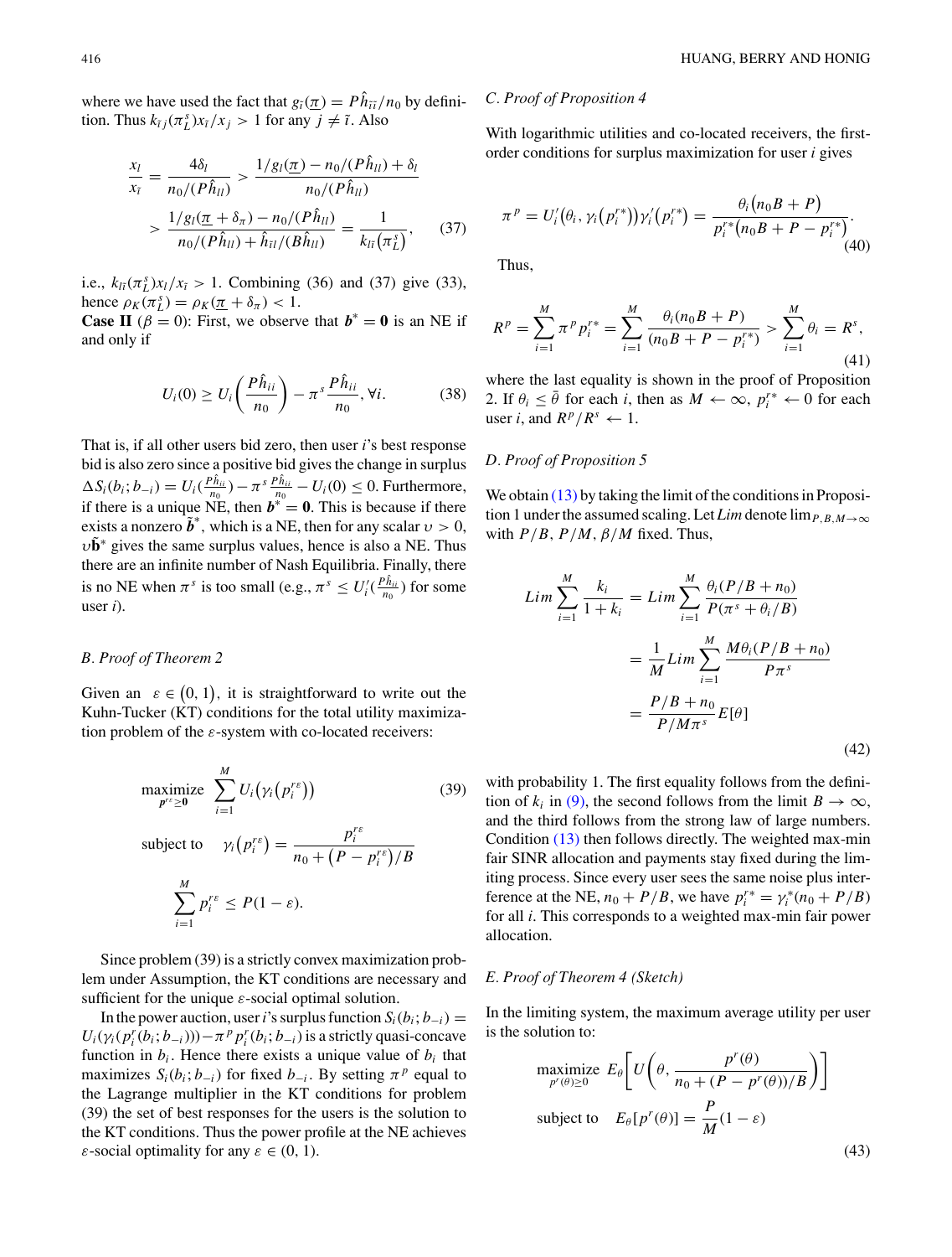where we have used the fact that $g_{\tilde{i}}(\underline{\pi}) = P\hat{h}_{\tilde{i}\tilde{i}}/n_0$ by definition. Thus $k_{\tilde{i}j}(\pi_L^s)x_{\tilde{i}}/x_j > 1$ for any $j \neq \tilde{i}$. Also

$$\frac{x_l}{x_{\tilde{i}}} = \frac{4\delta_l}{n_0/(P\hat{h}_{ll})} > \frac{1/g_l(\underline{\pi}) - n_0/(P\hat{h}_{ll}) + \delta_l}{n_0/(P\hat{h}_{ll})}$$
$$> \frac{1/g_l(\underline{\pi} + \delta_\pi) - n_0/(P\hat{h}_{ll})}{n_0/(P\hat{h}_{ll}) + \hat{h}_{\tilde{i}l}/(B\hat{h}_{ll})} = \frac{1}{k_{l\tilde{i}}(\pi_L^s)}, \quad (37)$$

i.e., $k_{l\tilde{i}}(\pi_L^s)x_l/x_{\tilde{i}} > 1$. Combining (36) and (37) give (33), hence $\rho_K(\pi_L^s) = \rho_K(\underline{\pi} + \delta_\pi) < 1$.

**Case II** ($\beta = 0$): First, we observe that $\boldsymbol{b}^* = \boldsymbol{0}$ is an NE if and only if

$$U_i(0) \geq U_i\left(\frac{P\hat{h}_{ii}}{n_0}\right) - \pi^s \frac{P\hat{h}_{ii}}{n_0}, \forall i. \quad (38)$$

That is, if all other users bid zero, then user $i$'s best response bid is also zero since a positive bid gives the change in surplus $\Delta S_i(b_i; b_{-i}) = U_i(\frac{P\hat{h}_{ii}}{n_0}) - \pi^s \frac{P\hat{h}_{ii}}{n_0} - U_i(0) \leq 0$. Furthermore, if there is a unique NE, then $\boldsymbol{b}^* = \boldsymbol{0}$. This is because if there exists a nonzero $\tilde{\boldsymbol{b}}^*$, which is a NE, then for any scalar $\upsilon > 0$, $\upsilon\tilde{\mathbf{b}}^*$ gives the same surplus values, hence is also a NE. Thus there are an infinite number of Nash Equilibria. Finally, there is no NE when $\pi^s$ is too small (e.g., $\pi^s \leq U_i'(\frac{P\hat{h}_{ii}}{n_0})$ for some user $i$).

### B. Proof of Theorem 2

Given an $\varepsilon \in (0, 1)$, it is straightforward to write out the Kuhn-Tucker (KT) conditions for the total utility maximization problem of the $\varepsilon$-system with co-located receivers:

$$\underset{\boldsymbol{p}^{r\varepsilon} \geq \boldsymbol{0}}{\text{maximize}} \ \sum_{i=1}^{M} U_i\big(\gamma_i\big(p_i^{r\varepsilon}\big)\big) \quad (39)$$
$$\text{subject to} \quad \gamma_i\big(p_i^{r\varepsilon}\big) = \frac{p_i^{r\varepsilon}}{n_0 + \big(P - p_i^{r\varepsilon}\big)/B}$$
$$\sum_{i=1}^{M} p_i^{r\varepsilon} \leq P(1-\varepsilon).$$

Since problem (39) is a strictly convex maximization problem under Assumption, the KT conditions are necessary and sufficient for the unique $\varepsilon$-social optimal solution.

In the power auction, user $i$'s surplus function $S_i(b_i; b_{-i}) = U_i(\gamma_i(p_i^r(b_i; b_{-i}))) - \pi^p p_i^r(b_i; b_{-i})$ is a strictly quasi-concave function in $b_i$. Hence there exists a unique value of $b_i$ that maximizes $S_i(b_i; b_{-i})$ for fixed $b_{-i}$. By setting $\pi^p$ equal to the Lagrange multiplier in the KT conditions for problem (39) the set of best responses for the users is the solution to the KT conditions. Thus the power profile at the NE achieves $\varepsilon$-social optimality for any $\varepsilon \in (0, 1)$.

### C. Proof of Proposition 4

With logarithmic utilities and co-located receivers, the first-order conditions for surplus maximization for user $i$ gives

$$\pi^p = U_i'\big(\theta_i, \gamma_i\big(p_i^{r*}\big)\big)\gamma_i'\big(p_i^{r*}\big) = \frac{\theta_i\big(n_0 B + P\big)}{p_i^{r*}\big(n_0 B + P - p_i^{r*}\big)}. \quad (40)$$

Thus,

$$R^p = \sum_{i=1}^{M} \pi^p p_i^{r*} = \sum_{i=1}^{M} \frac{\theta_i(n_0 B + P)}{(n_0 B + P - p_i^{r*})} > \sum_{i=1}^{M} \theta_i = R^s, \quad (41)$$

where the last equality is shown in the proof of Proposition 2. If $\theta_i \leq \bar{\theta}$ for each $i$, then as $M \leftarrow \infty$, $p_i^{r*} \leftarrow 0$ for each user $i$, and $R^p/R^s \leftarrow 1$.

### D. Proof of Proposition 5

We obtain (13) by taking the limit of the conditions in Proposition 1 under the assumed scaling. Let *Lim* denote $\lim_{P,B,M\to\infty}$ with $P/B$, $P/M$, $\beta/M$ fixed. Thus,

$$Lim \sum_{i=1}^{M} \frac{k_i}{1+k_i} = Lim \sum_{i=1}^{M} \frac{\theta_i(P/B + n_0)}{P(\pi^s + \theta_i/B)}$$
$$= \frac{1}{M} Lim \sum_{i=1}^{M} \frac{M\theta_i(P/B + n_0)}{P\pi^s}$$
$$= \frac{P/B + n_0}{P/M\pi^s} E[\theta] \quad (42)$$

with probability 1. The first equality follows from the definition of $k_i$ in (9), the second follows from the limit $B \to \infty$, and the third follows from the strong law of large numbers. Condition (13) then follows directly. The weighted max-min fair SINR allocation and payments stay fixed during the limiting process. Since every user sees the same noise plus interference at the NE, $n_0 + P/B$, we have $p_i^{r*} = \gamma_i^*(n_0 + P/B)$ for all $i$. This corresponds to a weighted max-min fair power allocation.

### E. Proof of Theorem 4 (Sketch)

In the limiting system, the maximum average utility per user is the solution to:

$$\underset{p^r(\theta) \geq 0}{\text{maximize}} \ E_\theta\left[U\left(\theta, \frac{p^r(\theta)}{n_0 + (P - p^r(\theta))/B}\right)\right]$$
$$\text{subject to} \quad E_\theta[p^r(\theta)] = \frac{P}{M}(1-\varepsilon) \quad (43)$$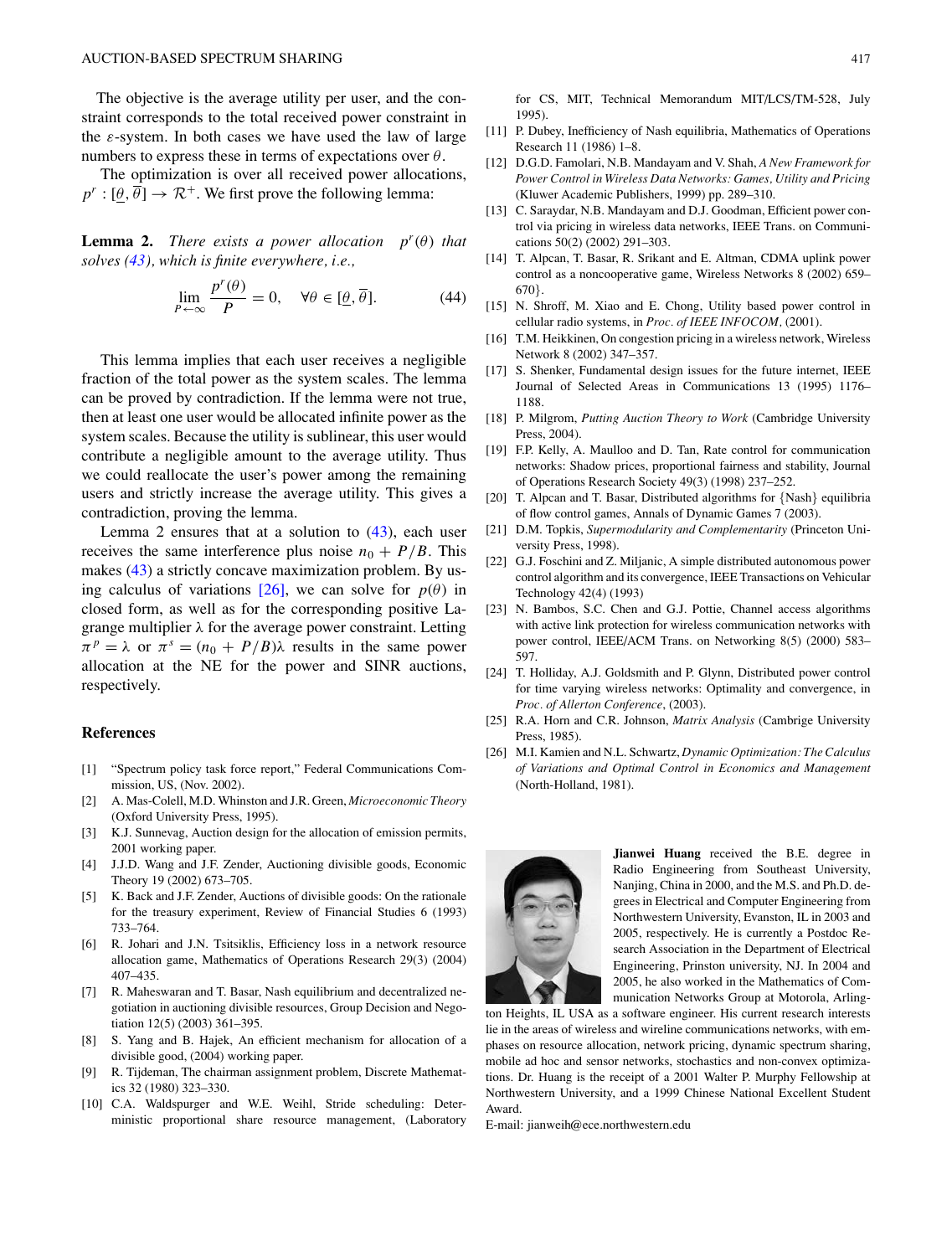The objective is the average utility per user, and the constraint corresponds to the total received power constraint in the $\varepsilon$-system. In both cases we have used the law of large numbers to express these in terms of expectations over $\theta$.

The optimization is over all received power allocations, $p^r : [\underline{\theta}, \overline{\theta}] \rightarrow \mathcal{R}^+$. We first prove the following lemma:

**Lemma 2.** *There exists a power allocation $p^r(\theta)$ that solves (43), which is finite everywhere, i.e.,*

$$\lim_{P \leftarrow \infty} \frac{p^r(\theta)}{P} = 0, \quad \forall \theta \in [\underline{\theta}, \overline{\theta}]. \tag{44}$$

This lemma implies that each user receives a negligible fraction of the total power as the system scales. The lemma can be proved by contradiction. If the lemma were not true, then at least one user would be allocated infinite power as the system scales. Because the utility is sublinear, this user would contribute a negligible amount to the average utility. Thus we could reallocate the user's power among the remaining users and strictly increase the average utility. This gives a contradiction, proving the lemma.

Lemma 2 ensures that at a solution to (43), each user receives the same interference plus noise $n_0 + P/B$. This makes (43) a strictly concave maximization problem. By using calculus of variations [26], we can solve for $p(\theta)$ in closed form, as well as for the corresponding positive Lagrange multiplier $\lambda$ for the average power constraint. Letting $\pi^p = \lambda$ or $\pi^s = (n_0 + P/B)\lambda$ results in the same power allocation at the NE for the power and SINR auctions, respectively.

## References

[1] "Spectrum policy task force report," Federal Communications Commission, US, (Nov. 2002).

[2] A. Mas-Colell, M.D. Whinston and J.R. Green, *Microeconomic Theory* (Oxford University Press, 1995).

[3] K.J. Sunnevag, Auction design for the allocation of emission permits, 2001 working paper.

[4] J.J.D. Wang and J.F. Zender, Auctioning divisible goods, Economic Theory 19 (2002) 673–705.

[5] K. Back and J.F. Zender, Auctions of divisible goods: On the rationale for the treasury experiment, Review of Financial Studies 6 (1993) 733–764.

[6] R. Johari and J.N. Tsitsiklis, Efficiency loss in a network resource allocation game, Mathematics of Operations Research 29(3) (2004) 407–435.

[7] R. Maheswaran and T. Basar, Nash equilibrium and decentralized negotiation in auctioning divisible resources, Group Decision and Negotiation 12(5) (2003) 361–395.

[8] S. Yang and B. Hajek, An efficient mechanism for allocation of a divisible good, (2004) working paper.

[9] R. Tijdeman, The chairman assignment problem, Discrete Mathematics 32 (1980) 323–330.

[10] C.A. Waldspurger and W.E. Weihl, Stride scheduling: Deterministic proportional share resource management, (Laboratory for CS, MIT, Technical Memorandum MIT/LCS/TM-528, July 1995).

[11] P. Dubey, Inefficiency of Nash equilibria, Mathematics of Operations Research 11 (1986) 1–8.

[12] D.G.D. Famolari, N.B. Mandayam and V. Shah, *A New Framework for Power Control in Wireless Data Networks: Games, Utility and Pricing* (Kluwer Academic Publishers, 1999) pp. 289–310.

[13] C. Saraydar, N.B. Mandayam and D.J. Goodman, Efficient power control via pricing in wireless data networks, IEEE Trans. on Communications 50(2) (2002) 291–303.

[14] T. Alpcan, T. Basar, R. Srikant and E. Altman, CDMA uplink power control as a noncooperative game, Wireless Networks 8 (2002) 659–670}.

[15] N. Shroff, M. Xiao and E. Chong, Utility based power control in cellular radio systems, in *Proc. of IEEE INFOCOM*, (2001).

[16] T.M. Heikkinen, On congestion pricing in a wireless network, Wireless Network 8 (2002) 347–357.

[17] S. Shenker, Fundamental design issues for the future internet, IEEE Journal of Selected Areas in Communications 13 (1995) 1176–1188.

[18] P. Milgrom, *Putting Auction Theory to Work* (Cambridge University Press, 2004).

[19] F.P. Kelly, A. Maulloo and D. Tan, Rate control for communication networks: Shadow prices, proportional fairness and stability, Journal of Operations Research Society 49(3) (1998) 237–252.

[20] T. Alpcan and T. Basar, Distributed algorithms for {Nash} equilibria of flow control games, Annals of Dynamic Games 7 (2003).

[21] D.M. Topkis, *Supermodularity and Complementarity* (Princeton University Press, 1998).

[22] G.J. Foschini and Z. Miljanic, A simple distributed autonomous power control algorithm and its convergence, IEEE Transactions on Vehicular Technology 42(4) (1993)

[23] N. Bambos, S.C. Chen and G.J. Pottie, Channel access algorithms with active link protection for wireless communication networks with power control, IEEE/ACM Trans. on Networking 8(5) (2000) 583–597.

[24] T. Holliday, A.J. Goldsmith and P. Glynn, Distributed power control for time varying wireless networks: Optimality and convergence, in *Proc. of Allerton Conference*, (2003).

[25] R.A. Horn and C.R. Johnson, *Matrix Analysis* (Cambrige University Press, 1985).

[26] M.I. Kamien and N.L. Schwartz, *Dynamic Optimization: The Calculus of Variations and Optimal Control in Economics and Management* (North-Holland, 1981).

**Jianwei Huang** received the B.E. degree in Radio Engineering from Southeast University, Nanjing, China in 2000, and the M.S. and Ph.D. degrees in Electrical and Computer Engineering from Northwestern University, Evanston, IL in 2003 and 2005, respectively. He is currently a Postdoc Research Association in the Department of Electrical Engineering, Prinston university, NJ. In 2004 and 2005, he also worked in the Mathematics of Communication Networks Group at Motorola, Arlington Heights, IL USA as a software engineer. His current research interests lie in the areas of wireless and wireline communications networks, with emphases on resource allocation, network pricing, dynamic spectrum sharing, mobile ad hoc and sensor networks, stochastics and non-convex optimizations. Dr. Huang is the receipt of a 2001 Walter P. Murphy Fellowship at Northwestern University, and a 1999 Chinese National Excellent Student Award.

E-mail: jianweih@ece.northwestern.edu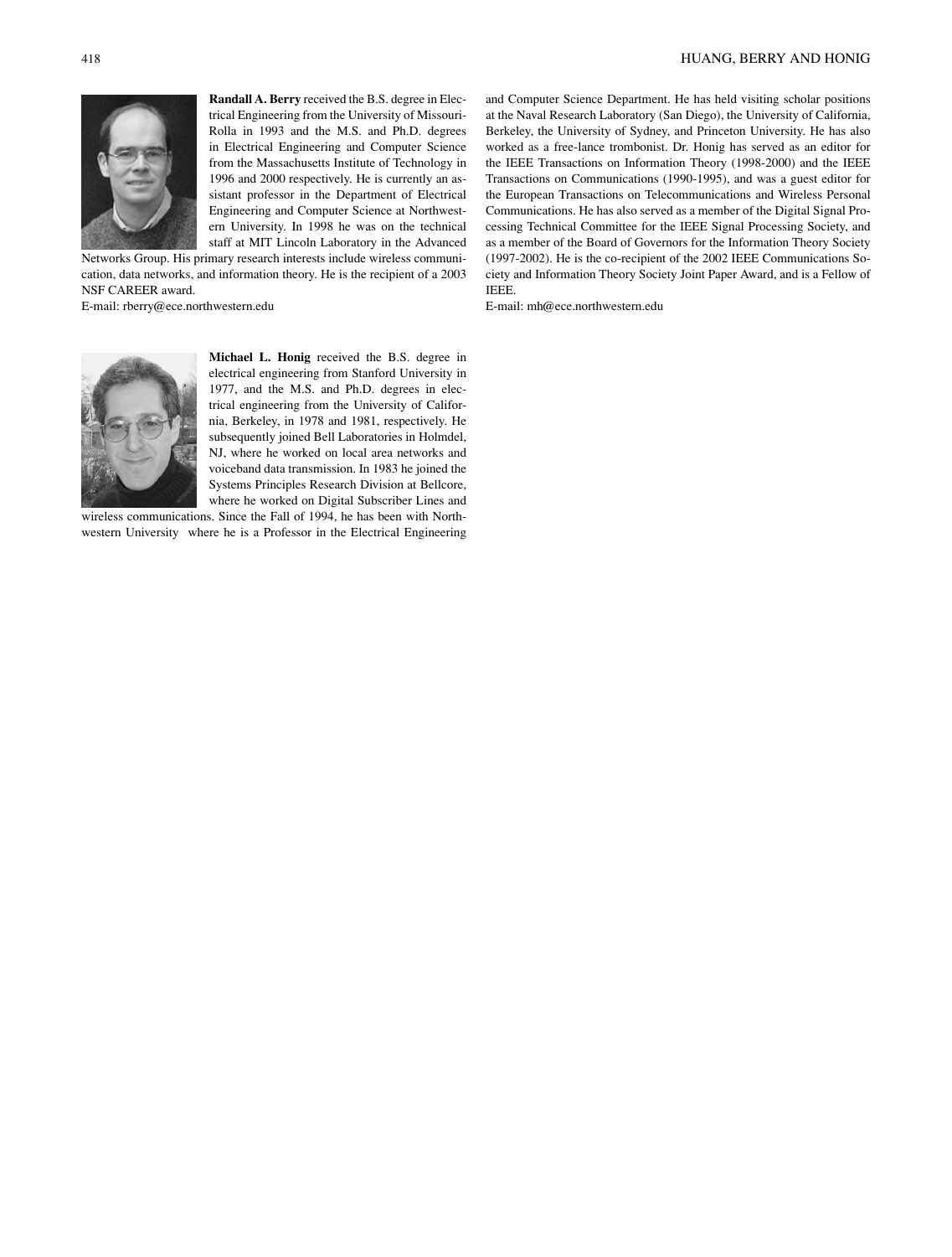**Randall A. Berry** received the B.S. degree in Electrical Engineering from the University of Missouri-Rolla in 1993 and the M.S. and Ph.D. degrees in Electrical Engineering and Computer Science from the Massachusetts Institute of Technology in 1996 and 2000 respectively. He is currently an assistant professor in the Department of Electrical Engineering and Computer Science at Northwestern University. In 1998 he was on the technical staff at MIT Lincoln Laboratory in the Advanced Networks Group. His primary research interests include wireless communication, data networks, and information theory. He is the recipient of a 2003 NSF CAREER award.

E-mail: rberry@ece.northwestern.edu

**Michael L. Honig** received the B.S. degree in electrical engineering from Stanford University in 1977, and the M.S. and Ph.D. degrees in electrical engineering from the University of California, Berkeley, in 1978 and 1981, respectively. He subsequently joined Bell Laboratories in Holmdel, NJ, where he worked on local area networks and voiceband data transmission. In 1983 he joined the Systems Principles Research Division at Bellcore, where he worked on Digital Subscriber Lines and wireless communications. Since the Fall of 1994, he has been with Northwestern University where he is a Professor in the Electrical Engineering and Computer Science Department. He has held visiting scholar positions at the Naval Research Laboratory (San Diego), the University of California, Berkeley, the University of Sydney, and Princeton University. He has also worked as a free-lance trombonist. Dr. Honig has served as an editor for the IEEE Transactions on Information Theory (1998-2000) and the IEEE Transactions on Communications (1990-1995), and was a guest editor for the European Transactions on Telecommunications and Wireless Personal Communications. He has also served as a member of the Digital Signal Processing Technical Committee for the IEEE Signal Processing Society, and as a member of the Board of Governors for the Information Theory Society (1997-2002). He is the co-recipient of the 2002 IEEE Communications Society and Information Theory Society Joint Paper Award, and is a Fellow of IEEE.

E-mail: mh@ece.northwestern.edu